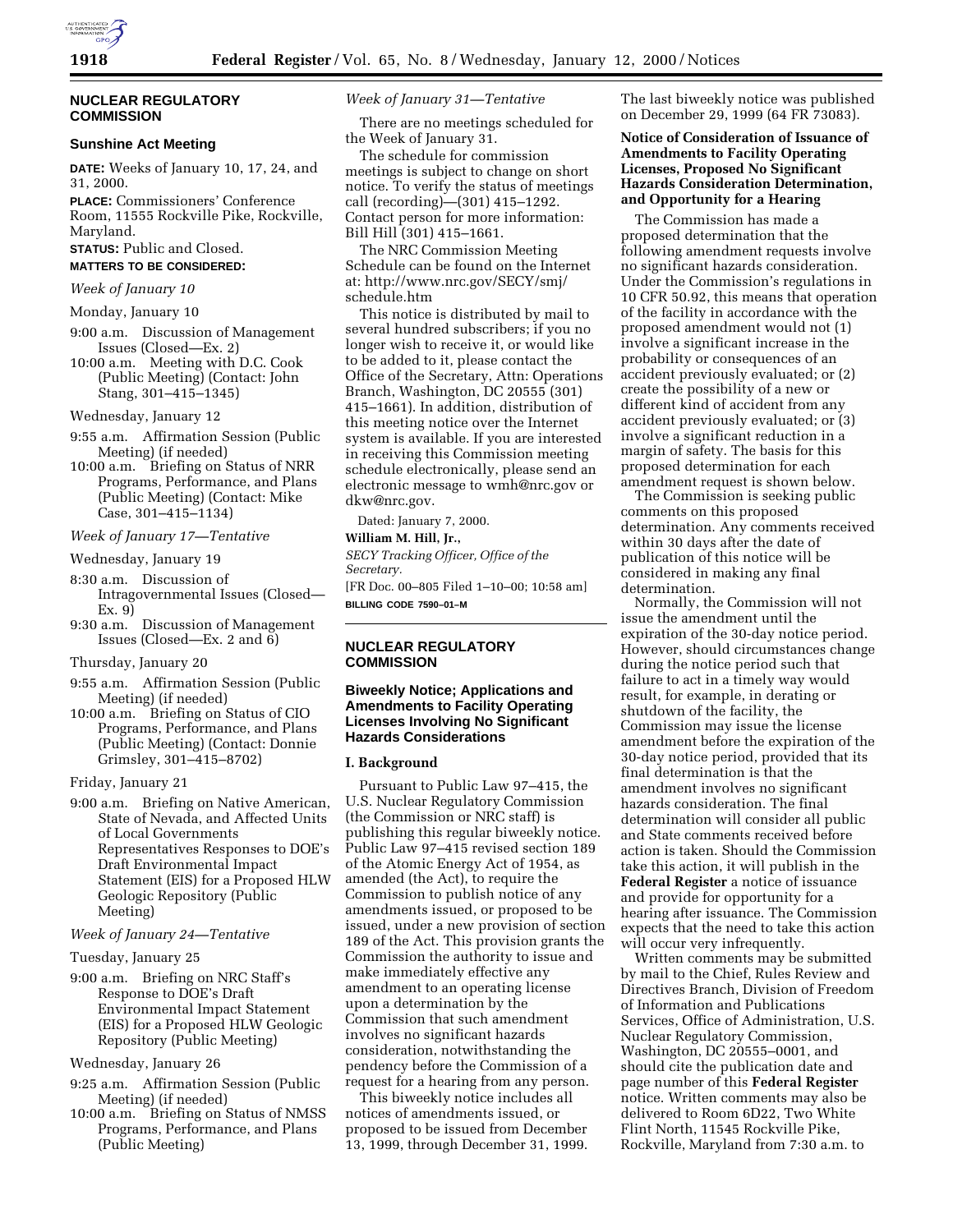## NUCLEAR REGULATORY COMMISSION

### Sunshine Act Meeting

**DATE:** Weeks of January 10, 17, 24, and 31, 2000.

**PLACE:** Commissioners' Conference Room, 11555 Rockville Pike, Rockville, Maryland.

**STATUS:** Public and Closed.

**MATTERS TO BE CONSIDERED:**

*Week of January 10*

Monday, January 10

9:00 a.m. Discussion of Management Issues (Closed—Ex. 2)

10:00 a.m. Meeting with D.C. Cook (Public Meeting) (Contact: John Stang, 301–415–1345)

Wednesday, January 12

9:55 a.m. Affirmation Session (Public Meeting) (if needed)

10:00 a.m. Briefing on Status of NRR Programs, Performance, and Plans (Public Meeting) (Contact: Mike Case, 301–415–1134)

*Week of January 17—Tentative*

Wednesday, January 19

8:30 a.m. Discussion of Intragovernmental Issues (Closed—Ex. 9)

9:30 a.m. Discussion of Management Issues (Closed—Ex. 2 and 6)

Thursday, January 20

9:55 a.m. Affirmation Session (Public Meeting) (if needed)

10:00 a.m. Briefing on Status of CIO Programs, Performance, and Plans (Public Meeting) (Contact: Donnie Grimsley, 301–415–8702)

Friday, January 21

9:00 a.m. Briefing on Native American, State of Nevada, and Affected Units of Local Governments Representatives Responses to DOE's Draft Environmental Impact Statement (EIS) for a Proposed HLW Geologic Repository (Public Meeting)

*Week of January 24—Tentative*

Tuesday, January 25

9:00 a.m. Briefing on NRC Staff's Response to DOE's Draft Environmental Impact Statement (EIS) for a Proposed HLW Geologic Repository (Public Meeting)

Wednesday, January 26

9:25 a.m. Affirmation Session (Public Meeting) (if needed)

10:00 a.m. Briefing on Status of NMSS Programs, Performance, and Plans (Public Meeting)

*Week of January 31—Tentative*

There are no meetings scheduled for the Week of January 31.

The schedule for commission meetings is subject to change on short notice. To verify the status of meetings call (recording)—(301) 415–1292. Contact person for more information: Bill Hill (301) 415–1661.

The NRC Commission Meeting Schedule can be found on the Internet at: http://www.nrc.gov/SECY/smj/schedule.htm

This notice is distributed by mail to several hundred subscribers; if you no longer wish to receive it, or would like to be added to it, please contact the Office of the Secretary, Attn: Operations Branch, Washington, DC 20555 (301) 415–1661). In addition, distribution of this meeting notice over the Internet system is available. If you are interested in receiving this Commission meeting schedule electronically, please send an electronic message to wmh@nrc.gov or dkw@nrc.gov.

Dated: January 7, 2000.

**William M. Hill, Jr.,**

*SECY Tracking Officer, Office of the Secretary.*

[FR Doc. 00–805 Filed 1–10–00; 10:58 am]

**BILLING CODE 7590–01–M**

## NUCLEAR REGULATORY COMMISSION

### Biweekly Notice; Applications and Amendments to Facility Operating Licenses Involving No Significant Hazards Considerations

#### I. Background

Pursuant to Public Law 97–415, the U.S. Nuclear Regulatory Commission (the Commission or NRC staff) is publishing this regular biweekly notice. Public Law 97–415 revised section 189 of the Atomic Energy Act of 1954, as amended (the Act), to require the Commission to publish notice of any amendments issued, or proposed to be issued, under a new provision of section 189 of the Act. This provision grants the Commission the authority to issue and make immediately effective any amendment to an operating license upon a determination by the Commission that such amendment involves no significant hazards consideration, notwithstanding the pendency before the Commission of a request for a hearing from any person.

This biweekly notice includes all notices of amendments issued, or proposed to be issued from December 13, 1999, through December 31, 1999. The last biweekly notice was published on December 29, 1999 (64 FR 73083).

#### Notice of Consideration of Issuance of Amendments to Facility Operating Licenses, Proposed No Significant Hazards Consideration Determination, and Opportunity for a Hearing

The Commission has made a proposed determination that the following amendment requests involve no significant hazards consideration. Under the Commission's regulations in 10 CFR 50.92, this means that operation of the facility in accordance with the proposed amendment would not (1) involve a significant increase in the probability or consequences of an accident previously evaluated; or (2) create the possibility of a new or different kind of accident from any accident previously evaluated; or (3) involve a significant reduction in a margin of safety. The basis for this proposed determination for each amendment request is shown below.

The Commission is seeking public comments on this proposed determination. Any comments received within 30 days after the date of publication of this notice will be considered in making any final determination.

Normally, the Commission will not issue the amendment until the expiration of the 30-day notice period. However, should circumstances change during the notice period such that failure to act in a timely way would result, for example, in derating or shutdown of the facility, the Commission may issue the license amendment before the expiration of the 30-day notice period, provided that its final determination is that the amendment involves no significant hazards consideration. The final determination will consider all public and State comments received before action is taken. Should the Commission take this action, it will publish in the **Federal Register** a notice of issuance and provide for opportunity for a hearing after issuance. The Commission expects that the need to take this action will occur very infrequently.

Written comments may be submitted by mail to the Chief, Rules Review and Directives Branch, Division of Freedom of Information and Publications Services, Office of Administration, U.S. Nuclear Regulatory Commission, Washington, DC 20555–0001, and should cite the publication date and page number of this **Federal Register** notice. Written comments may also be delivered to Room 6D22, Two White Flint North, 11545 Rockville Pike, Rockville, Maryland from 7:30 a.m. to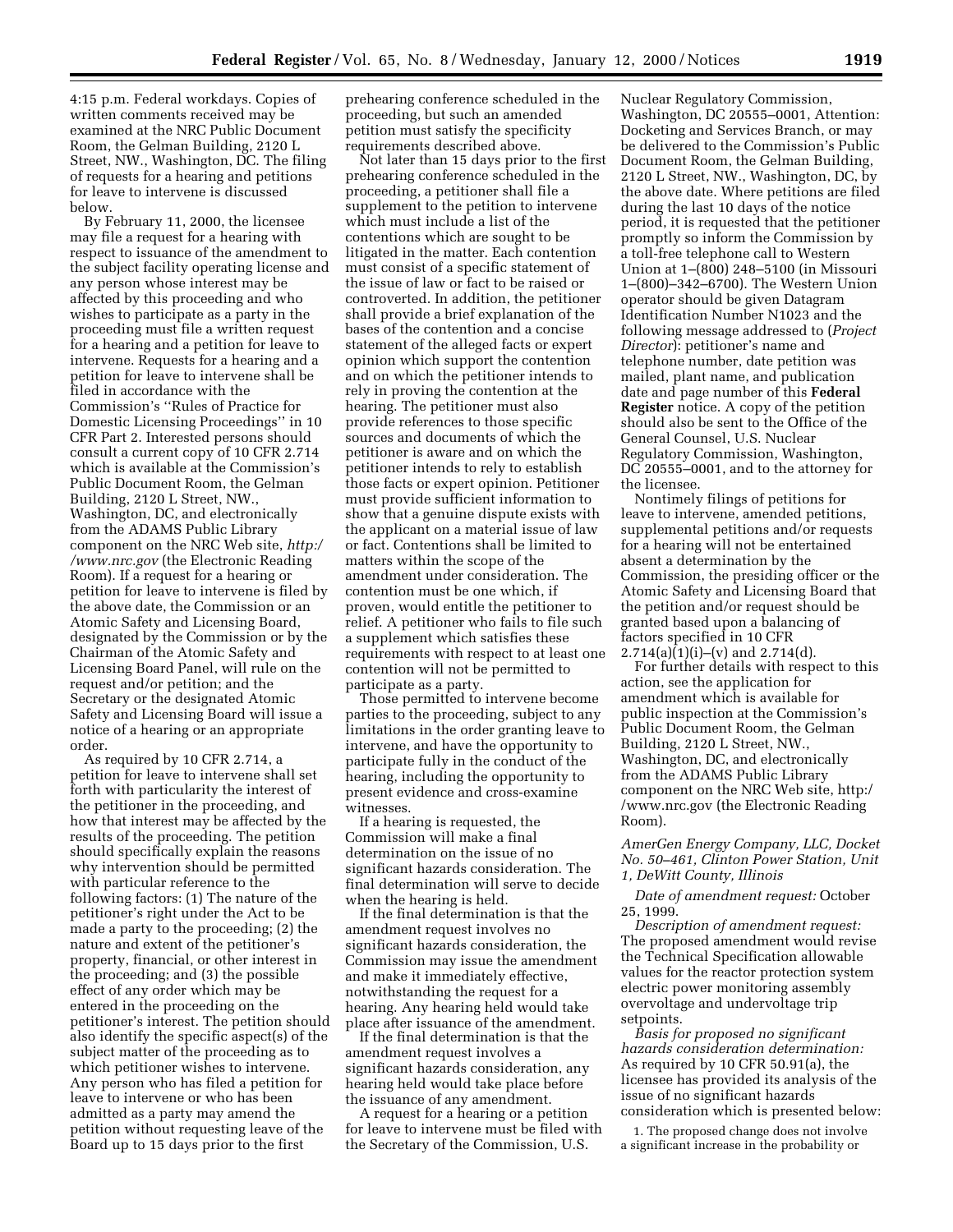4:15 p.m. Federal workdays. Copies of written comments received may be examined at the NRC Public Document Room, the Gelman Building, 2120 L Street, NW., Washington, DC. The filing of requests for a hearing and petitions for leave to intervene is discussed below.

By February 11, 2000, the licensee may file a request for a hearing with respect to issuance of the amendment to the subject facility operating license and any person whose interest may be affected by this proceeding and who wishes to participate as a party in the proceeding must file a written request for a hearing and a petition for leave to intervene. Requests for a hearing and a petition for leave to intervene shall be filed in accordance with the Commission's ''Rules of Practice for Domestic Licensing Proceedings'' in 10 CFR Part 2. Interested persons should consult a current copy of 10 CFR 2.714 which is available at the Commission's Public Document Room, the Gelman Building, 2120 L Street, NW., Washington, DC, and electronically from the ADAMS Public Library component on the NRC Web site, *http://www.nrc.gov* (the Electronic Reading Room). If a request for a hearing or petition for leave to intervene is filed by the above date, the Commission or an Atomic Safety and Licensing Board, designated by the Commission or by the Chairman of the Atomic Safety and Licensing Board Panel, will rule on the request and/or petition; and the Secretary or the designated Atomic Safety and Licensing Board will issue a notice of a hearing or an appropriate order.

As required by 10 CFR 2.714, a petition for leave to intervene shall set forth with particularity the interest of the petitioner in the proceeding, and how that interest may be affected by the results of the proceeding. The petition should specifically explain the reasons why intervention should be permitted with particular reference to the following factors: (1) The nature of the petitioner's right under the Act to be made a party to the proceeding; (2) the nature and extent of the petitioner's property, financial, or other interest in the proceeding; and (3) the possible effect of any order which may be entered in the proceeding on the petitioner's interest. The petition should also identify the specific aspect(s) of the subject matter of the proceeding as to which petitioner wishes to intervene. Any person who has filed a petition for leave to intervene or who has been admitted as a party may amend the petition without requesting leave of the Board up to 15 days prior to the first prehearing conference scheduled in the proceeding, but such an amended petition must satisfy the specificity requirements described above.

Not later than 15 days prior to the first prehearing conference scheduled in the proceeding, a petitioner shall file a supplement to the petition to intervene which must include a list of the contentions which are sought to be litigated in the matter. Each contention must consist of a specific statement of the issue of law or fact to be raised or controverted. In addition, the petitioner shall provide a brief explanation of the bases of the contention and a concise statement of the alleged facts or expert opinion which support the contention and on which the petitioner intends to rely in proving the contention at the hearing. The petitioner must also provide references to those specific sources and documents of which the petitioner is aware and on which the petitioner intends to rely to establish those facts or expert opinion. Petitioner must provide sufficient information to show that a genuine dispute exists with the applicant on a material issue of law or fact. Contentions shall be limited to matters within the scope of the amendment under consideration. The contention must be one which, if proven, would entitle the petitioner to relief. A petitioner who fails to file such a supplement which satisfies these requirements with respect to at least one contention will not be permitted to participate as a party.

Those permitted to intervene become parties to the proceeding, subject to any limitations in the order granting leave to intervene, and have the opportunity to participate fully in the conduct of the hearing, including the opportunity to present evidence and cross-examine witnesses.

If a hearing is requested, the Commission will make a final determination on the issue of no significant hazards consideration. The final determination will serve to decide when the hearing is held.

If the final determination is that the amendment request involves no significant hazards consideration, the Commission may issue the amendment and make it immediately effective, notwithstanding the request for a hearing. Any hearing held would take place after issuance of the amendment.

If the final determination is that the amendment request involves a significant hazards consideration, any hearing held would take place before the issuance of any amendment.

A request for a hearing or a petition for leave to intervene must be filed with the Secretary of the Commission, U.S. Nuclear Regulatory Commission, Washington, DC 20555–0001, Attention: Docketing and Services Branch, or may be delivered to the Commission's Public Document Room, the Gelman Building, 2120 L Street, NW., Washington, DC, by the above date. Where petitions are filed during the last 10 days of the notice period, it is requested that the petitioner promptly so inform the Commission by a toll-free telephone call to Western Union at 1–(800) 248–5100 (in Missouri 1–(800)–342–6700). The Western Union operator should be given Datagram Identification Number N1023 and the following message addressed to (*Project Director*): petitioner's name and telephone number, date petition was mailed, plant name, and publication date and page number of this **Federal Register** notice. A copy of the petition should also be sent to the Office of the General Counsel, U.S. Nuclear Regulatory Commission, Washington, DC 20555–0001, and to the attorney for the licensee.

Nontimely filings of petitions for leave to intervene, amended petitions, supplemental petitions and/or requests for a hearing will not be entertained absent a determination by the Commission, the presiding officer or the Atomic Safety and Licensing Board that the petition and/or request should be granted based upon a balancing of factors specified in 10 CFR 2.714(a)(1)(i)–(v) and 2.714(d).

For further details with respect to this action, see the application for amendment which is available for public inspection at the Commission's Public Document Room, the Gelman Building, 2120 L Street, NW., Washington, DC, and electronically from the ADAMS Public Library component on the NRC Web site, http://www.nrc.gov (the Electronic Reading Room).

*AmerGen Energy Company, LLC, Docket No. 50–461, Clinton Power Station, Unit 1, DeWitt County, Illinois*

*Date of amendment request:* October 25, 1999.

*Description of amendment request:* The proposed amendment would revise the Technical Specification allowable values for the reactor protection system electric power monitoring assembly overvoltage and undervoltage trip setpoints.

*Basis for proposed no significant hazards consideration determination:* As required by 10 CFR 50.91(a), the licensee has provided its analysis of the issue of no significant hazards consideration which is presented below:

1. The proposed change does not involve a significant increase in the probability or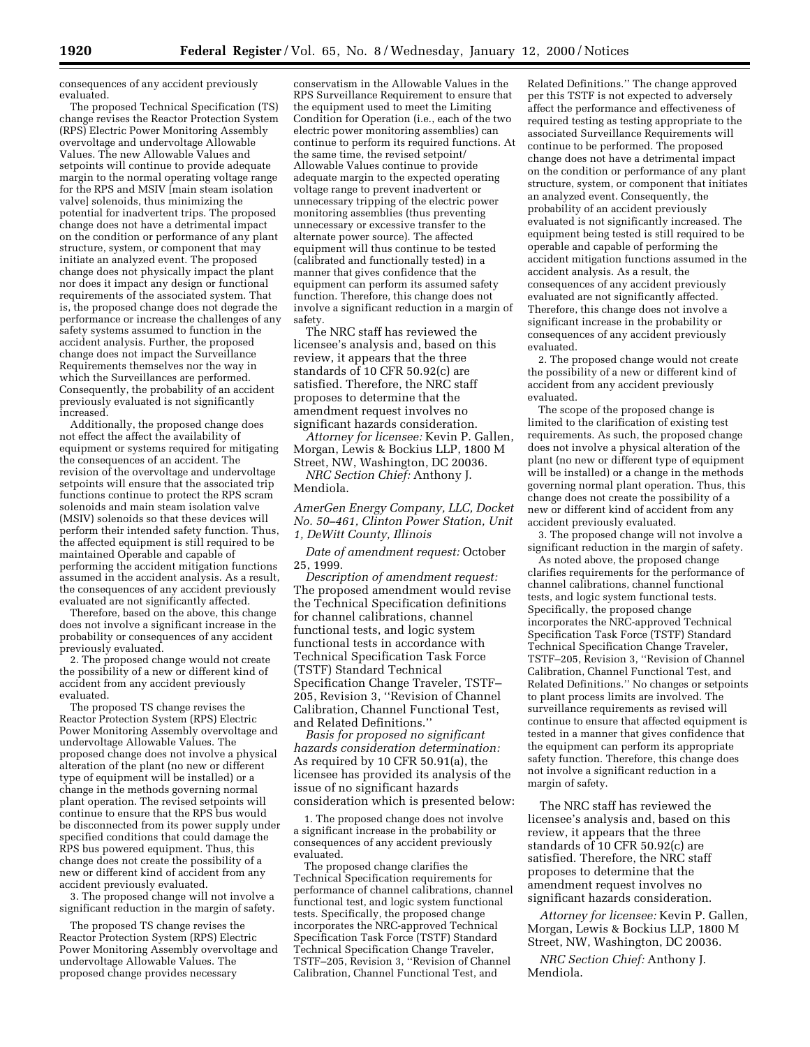consequences of any accident previously evaluated.

The proposed Technical Specification (TS) change revises the Reactor Protection System (RPS) Electric Power Monitoring Assembly overvoltage and undervoltage Allowable Values. The new Allowable Values and setpoints will continue to provide adequate margin to the normal operating voltage range for the RPS and MSIV [main steam isolation valve] solenoids, thus minimizing the potential for inadvertent trips. The proposed change does not have a detrimental impact on the condition or performance of any plant structure, system, or component that may initiate an analyzed event. The proposed change does not physically impact the plant nor does it impact any design or functional requirements of the associated system. That is, the proposed change does not degrade the performance or increase the challenges of any safety systems assumed to function in the accident analysis. Further, the proposed change does not impact the Surveillance Requirements themselves nor the way in which the Surveillances are performed. Consequently, the probability of an accident previously evaluated is not significantly increased.

Additionally, the proposed change does not effect the affect the availability of equipment or systems required for mitigating the consequences of an accident. The revision of the overvoltage and undervoltage setpoints will ensure that the associated trip functions continue to protect the RPS scram solenoids and main steam isolation valve (MSIV) solenoids so that these devices will perform their intended safety function. Thus, the affected equipment is still required to be maintained Operable and capable of performing the accident mitigation functions assumed in the accident analysis. As a result, the consequences of any accident previously evaluated are not significantly affected.

Therefore, based on the above, this change does not involve a significant increase in the probability or consequences of any accident previously evaluated.

2. The proposed change would not create the possibility of a new or different kind of accident from any accident previously evaluated.

The proposed TS change revises the Reactor Protection System (RPS) Electric Power Monitoring Assembly overvoltage and undervoltage Allowable Values. The proposed change does not involve a physical alteration of the plant (no new or different type of equipment will be installed) or a change in the methods governing normal plant operation. The revised setpoints will continue to ensure that the RPS bus would be disconnected from its power supply under specified conditions that could damage the RPS bus powered equipment. Thus, this change does not create the possibility of a new or different kind of accident from any accident previously evaluated.

3. The proposed change will not involve a significant reduction in the margin of safety.

The proposed TS change revises the Reactor Protection System (RPS) Electric Power Monitoring Assembly overvoltage and undervoltage Allowable Values. The proposed change provides necessary conservatism in the Allowable Values in the RPS Surveillance Requirement to ensure that the equipment used to meet the Limiting Condition for Operation (i.e., each of the two electric power monitoring assemblies) can continue to perform its required functions. At the same time, the revised setpoint/ Allowable Values continue to provide adequate margin to the expected operating voltage range to prevent inadvertent or unnecessary tripping of the electric power monitoring assemblies (thus preventing unnecessary or excessive transfer to the alternate power source). The affected equipment will thus continue to be tested (calibrated and functionally tested) in a manner that gives confidence that the equipment can perform its assumed safety function. Therefore, this change does not involve a significant reduction in a margin of safety.

The NRC staff has reviewed the licensee's analysis and, based on this review, it appears that the three standards of 10 CFR 50.92(c) are satisfied. Therefore, the NRC staff proposes to determine that the amendment request involves no significant hazards consideration.

*Attorney for licensee:* Kevin P. Gallen, Morgan, Lewis & Bockius LLP, 1800 M Street, NW, Washington, DC 20036.

*NRC Section Chief:* Anthony J. Mendiola.

*AmerGen Energy Company, LLC, Docket No. 50–461, Clinton Power Station, Unit 1, DeWitt County, Illinois*

*Date of amendment request:* October 25, 1999.

*Description of amendment request:* The proposed amendment would revise the Technical Specification definitions for channel calibrations, channel functional tests, and logic system functional tests in accordance with Technical Specification Task Force (TSTF) Standard Technical Specification Change Traveler, TSTF–205, Revision 3, ''Revision of Channel Calibration, Channel Functional Test, and Related Definitions.''

*Basis for proposed no significant hazards consideration determination:* As required by 10 CFR 50.91(a), the licensee has provided its analysis of the issue of no significant hazards consideration which is presented below:

1. The proposed change does not involve a significant increase in the probability or consequences of any accident previously evaluated.

The proposed change clarifies the Technical Specification requirements for performance of channel calibrations, channel functional test, and logic system functional tests. Specifically, the proposed change incorporates the NRC-approved Technical Specification Task Force (TSTF) Standard Technical Specification Change Traveler, TSTF–205, Revision 3, ''Revision of Channel Calibration, Channel Functional Test, and Related Definitions.'' The change approved per this TSTF is not expected to adversely affect the performance and effectiveness of required testing as testing appropriate to the associated Surveillance Requirements will continue to be performed. The proposed change does not have a detrimental impact on the condition or performance of any plant structure, system, or component that initiates an analyzed event. Consequently, the probability of an accident previously evaluated is not significantly increased. The equipment being tested is still required to be operable and capable of performing the accident mitigation functions assumed in the accident analysis. As a result, the consequences of any accident previously evaluated are not significantly affected. Therefore, this change does not involve a significant increase in the probability or consequences of any accident previously evaluated.

2. The proposed change would not create the possibility of a new or different kind of accident from any accident previously evaluated.

The scope of the proposed change is limited to the clarification of existing test requirements. As such, the proposed change does not involve a physical alteration of the plant (no new or different type of equipment will be installed) or a change in the methods governing normal plant operation. Thus, this change does not create the possibility of a new or different kind of accident from any accident previously evaluated.

3. The proposed change will not involve a significant reduction in the margin of safety.

As noted above, the proposed change clarifies requirements for the performance of channel calibrations, channel functional tests, and logic system functional tests. Specifically, the proposed change incorporates the NRC-approved Technical Specification Task Force (TSTF) Standard Technical Specification Change Traveler, TSTF–205, Revision 3, ''Revision of Channel Calibration, Channel Functional Test, and Related Definitions.'' No changes or setpoints to plant process limits are involved. The surveillance requirements as revised will continue to ensure that affected equipment is tested in a manner that gives confidence that the equipment can perform its appropriate safety function. Therefore, this change does not involve a significant reduction in a margin of safety.

The NRC staff has reviewed the licensee's analysis and, based on this review, it appears that the three standards of 10 CFR 50.92(c) are satisfied. Therefore, the NRC staff proposes to determine that the amendment request involves no significant hazards consideration.

*Attorney for licensee:* Kevin P. Gallen, Morgan, Lewis & Bockius LLP, 1800 M Street, NW, Washington, DC 20036.

*NRC Section Chief:* Anthony J. Mendiola.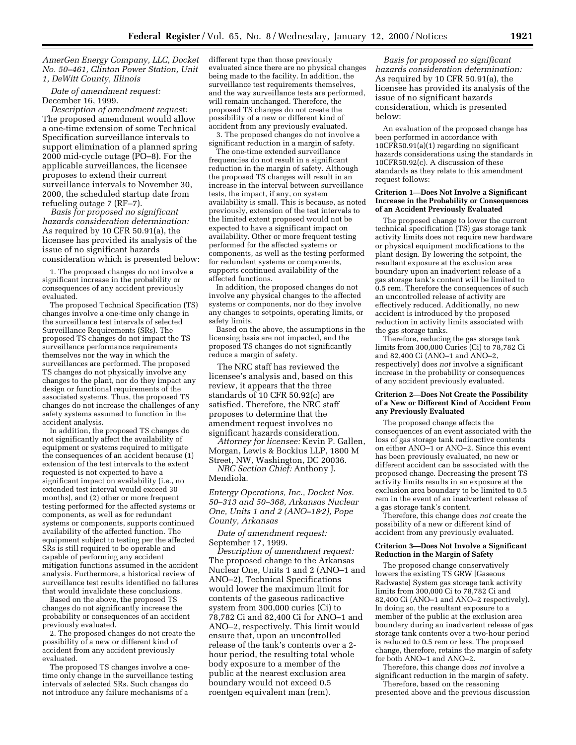*AmerGen Energy Company, LLC, Docket No. 50–461, Clinton Power Station, Unit 1, DeWitt County, Illinois*

*Date of amendment request:* December 16, 1999.

*Description of amendment request:* The proposed amendment would allow a one-time extension of some Technical Specification surveillance intervals to support elimination of a planned spring 2000 mid-cycle outage (PO–8). For the applicable surveillances, the licensee proposes to extend their current surveillance intervals to November 30, 2000, the scheduled startup date from refueling outage 7 (RF–7).

*Basis for proposed no significant hazards consideration determination:* As required by 10 CFR 50.91(a), the licensee has provided its analysis of the issue of no significant hazards consideration which is presented below:

1. The proposed changes do not involve a significant increase in the probability or consequences of any accident previously evaluated.

The proposed Technical Specification (TS) changes involve a one-time only change in the surveillance test intervals of selected Surveillance Requirements (SRs). The proposed TS changes do not impact the TS surveillance performance requirements themselves nor the way in which the surveillances are performed. The proposed TS changes do not physically involve any changes to the plant, nor do they impact any design or functional requirements of the associated systems. Thus, the proposed TS changes do not increase the challenges of any safety systems assumed to function in the accident analysis.

In addition, the proposed TS changes do not significantly affect the availability of equipment or systems required to mitigate the consequences of an accident because (1) extension of the test intervals to the extent requested is not expected to have a significant impact on availability (i.e., no extended test interval would exceed 30 months), and (2) other or more frequent testing performed for the affected systems or components, as well as for redundant systems or components, supports continued availability of the affected function. The equipment subject to testing per the affected SRs is still required to be operable and capable of performing any accident mitigation functions assumed in the accident analysis. Furthermore, a historical review of surveillance test results identified no failures that would invalidate these conclusions.

Based on the above, the proposed TS changes do not significantly increase the probability or consequences of an accident previously evaluated.

2. The proposed changes do not create the possibility of a new or different kind of accident from any accident previously evaluated.

The proposed TS changes involve a one-time only change in the surveillance testing intervals of selected SRs. Such changes do not introduce any failure mechanisms of a different type than those previously evaluated since there are no physical changes being made to the facility. In addition, the surveillance test requirements themselves, and the way surveillance tests are performed, will remain unchanged. Therefore, the proposed TS changes do not create the possibility of a new or different kind of accident from any previously evaluated.

3. The proposed changes do not involve a significant reduction in a margin of safety.

The one-time extended surveillance frequencies do not result in a significant reduction in the margin of safety. Although the proposed TS changes will result in an increase in the interval between surveillance tests, the impact, if any, on system availability is small. This is because, as noted previously, extension of the test intervals to the limited extent proposed would not be expected to have a significant impact on availability. Other or more frequent testing performed for the affected systems or components, as well as the testing performed for redundant systems or components, supports continued availability of the affected functions.

In addition, the proposed changes do not involve any physical changes to the affected systems or components, nor do they involve any changes to setpoints, operating limits, or safety limits.

Based on the above, the assumptions in the licensing basis are not impacted, and the proposed TS changes do not significantly reduce a margin of safety.

The NRC staff has reviewed the licensee's analysis and, based on this review, it appears that the three standards of 10 CFR 50.92(c) are satisfied. Therefore, the NRC staff proposes to determine that the amendment request involves no significant hazards consideration.

*Attorney for licensee:* Kevin P. Gallen, Morgan, Lewis & Bockius LLP, 1800 M Street, NW, Washington, DC 20036.

*NRC Section Chief:* Anthony J. Mendiola.

*Entergy Operations, Inc., Docket Nos. 50–313 and 50–368, Arkansas Nuclear One, Units 1 and 2 (ANO–1&2), Pope County, Arkansas*

*Date of amendment request:* September 17, 1999.

*Description of amendment request:* The proposed change to the Arkansas Nuclear One, Units 1 and 2 (ANO–1 and ANO–2), Technical Specifications would lower the maximum limit for contents of the gaseous radioactive system from 300,000 curies (Ci) to 78,782 Ci and 82,400 Ci for ANO–1 and ANO–2, respectively. This limit would ensure that, upon an uncontrolled release of the tank's contents over a 2-hour period, the resulting total whole body exposure to a member of the public at the nearest exclusion area boundary would not exceed 0.5 roentgen equivalent man (rem).

*Basis for proposed no significant hazards consideration determination:* As required by 10 CFR 50.91(a), the licensee has provided its analysis of the issue of no significant hazards consideration, which is presented below:

An evaluation of the proposed change has been performed in accordance with 10CFR50.91(a)(1) regarding no significant hazards considerations using the standards in 10CFR50.92(c). A discussion of these standards as they relate to this amendment request follows:

**Criterion 1—Does Not Involve a Significant Increase in the Probability or Consequences of an Accident Previously Evaluated**

The proposed change to lower the current technical specification (TS) gas storage tank activity limits does not require new hardware or physical equipment modifications to the plant design. By lowering the setpoint, the resultant exposure at the exclusion area boundary upon an inadvertent release of a gas storage tank's content will be limited to 0.5 rem. Therefore the consequences of such an uncontrolled release of activity are effectively reduced. Additionally, no new accident is introduced by the proposed reduction in activity limits associated with the gas storage tanks.

Therefore, reducing the gas storage tank limits from 300,000 Curies (Ci) to 78,782 Ci and 82,400 Ci (ANO–1 and ANO–2, respectively) does *not* involve a significant increase in the probability or consequences of any accident previously evaluated.

**Criterion 2—Does Not Create the Possibility of a New or Different Kind of Accident From any Previously Evaluated**

The proposed change affects the consequences of an event associated with the loss of gas storage tank radioactive contents on either ANO–1 or ANO–2. Since this event has been previously evaluated, no new or different accident can be associated with the proposed change. Decreasing the present TS activity limits results in an exposure at the exclusion area boundary to be limited to 0.5 rem in the event of an inadvertent release of a gas storage tank's content.

Therefore, this change does *not* create the possibility of a new or different kind of accident from any previously evaluated.

**Criterion 3—Does Not Involve a Significant Reduction in the Margin of Safety**

The proposed change conservatively lowers the existing TS GRW [Gaseous Radwaste] System gas storage tank activity limits from 300,000 Ci to 78,782 Ci and 82,400 Ci (ANO–1 and ANO–2 respectively). In doing so, the resultant exposure to a member of the public at the exclusion area boundary during an inadvertent release of gas storage tank contents over a two-hour period is reduced to 0.5 rem or less. The proposed change, therefore, retains the margin of safety for both ANO–1 and ANO–2.

Therefore, this change does *not* involve a significant reduction in the margin of safety.

Therefore, based on the reasoning presented above and the previous discussion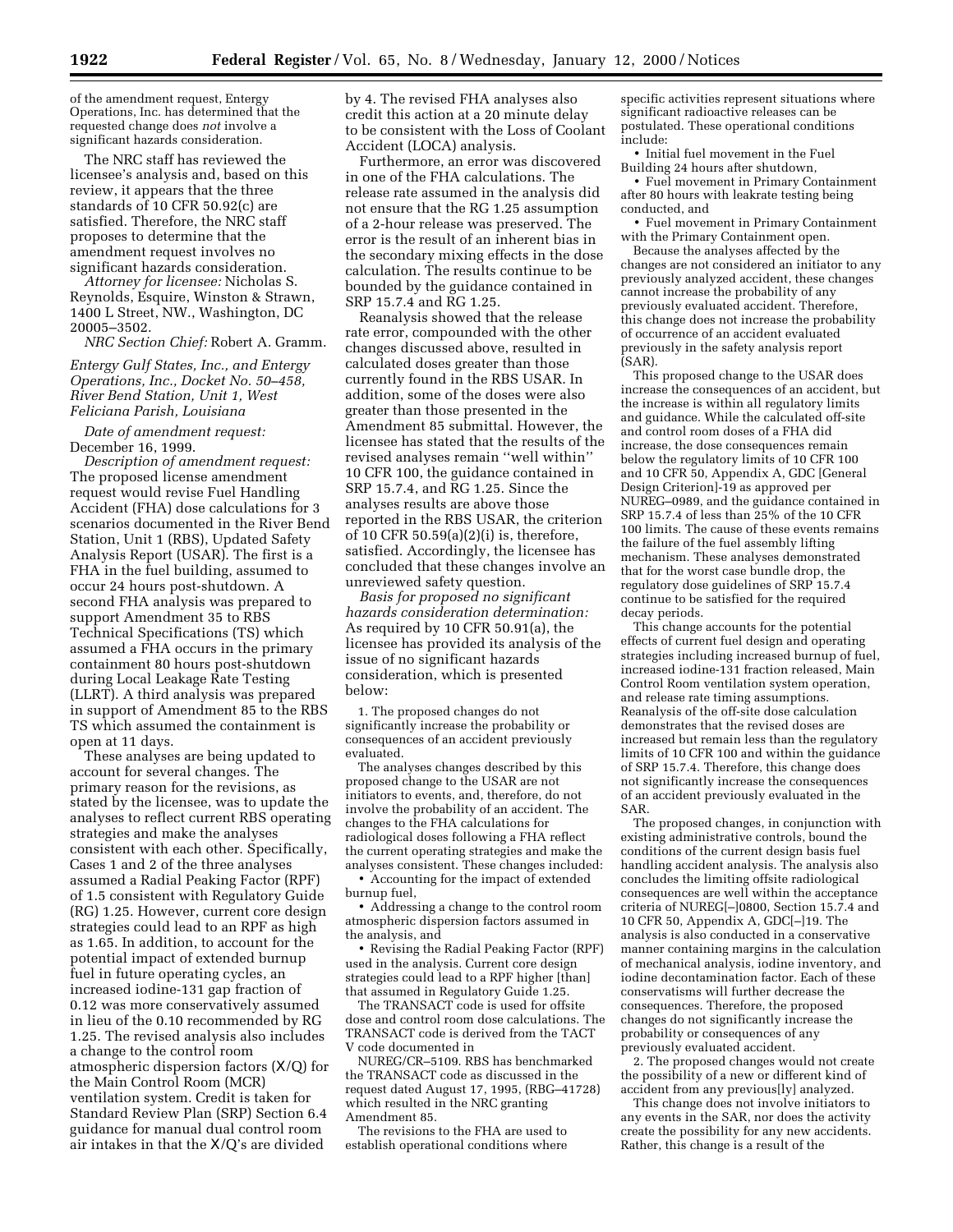of the amendment request, Entergy Operations, Inc. has determined that the requested change does *not* involve a significant hazards consideration.

The NRC staff has reviewed the licensee's analysis and, based on this review, it appears that the three standards of 10 CFR 50.92(c) are satisfied. Therefore, the NRC staff proposes to determine that the amendment request involves no significant hazards consideration.

*Attorney for licensee:* Nicholas S. Reynolds, Esquire, Winston & Strawn, 1400 L Street, NW., Washington, DC 20005–3502.

*NRC Section Chief:* Robert A. Gramm.

*Entergy Gulf States, Inc., and Entergy Operations, Inc., Docket No. 50–458, River Bend Station, Unit 1, West Feliciana Parish, Louisiana*

*Date of amendment request:* December 16, 1999.

*Description of amendment request:* The proposed license amendment request would revise Fuel Handling Accident (FHA) dose calculations for 3 scenarios documented in the River Bend Station, Unit 1 (RBS), Updated Safety Analysis Report (USAR). The first is a FHA in the fuel building, assumed to occur 24 hours post-shutdown. A second FHA analysis was prepared to support Amendment 35 to RBS Technical Specifications (TS) which assumed a FHA occurs in the primary containment 80 hours post-shutdown during Local Leakage Rate Testing (LLRT). A third analysis was prepared in support of Amendment 85 to the RBS TS which assumed the containment is open at 11 days.

These analyses are being updated to account for several changes. The primary reason for the revisions, as stated by the licensee, was to update the analyses to reflect current RBS operating strategies and make the analyses consistent with each other. Specifically, Cases 1 and 2 of the three analyses assumed a Radial Peaking Factor (RPF) of 1.5 consistent with Regulatory Guide (RG) 1.25. However, current core design strategies could lead to an RPF as high as 1.65. In addition, to account for the potential impact of extended burnup fuel in future operating cycles, an increased iodine-131 gap fraction of 0.12 was more conservatively assumed in lieu of the 0.10 recommended by RG 1.25. The revised analysis also includes a change to the control room atmospheric dispersion factors (X/Q) for the Main Control Room (MCR) ventilation system. Credit is taken for Standard Review Plan (SRP) Section 6.4 guidance for manual dual control room air intakes in that the X/Q's are divided by 4. The revised FHA analyses also credit this action at a 20 minute delay to be consistent with the Loss of Coolant Accident (LOCA) analysis.

Furthermore, an error was discovered in one of the FHA calculations. The release rate assumed in the analysis did not ensure that the RG 1.25 assumption of a 2-hour release was preserved. The error is the result of an inherent bias in the secondary mixing effects in the dose calculation. The results continue to be bounded by the guidance contained in SRP 15.7.4 and RG 1.25.

Reanalysis showed that the release rate error, compounded with the other changes discussed above, resulted in calculated doses greater than those currently found in the RBS USAR. In addition, some of the doses were also greater than those presented in the Amendment 85 submittal. However, the licensee has stated that the results of the revised analyses remain ''well within'' 10 CFR 100, the guidance contained in SRP 15.7.4, and RG 1.25. Since the analyses results are above those reported in the RBS USAR, the criterion of 10 CFR 50.59(a)(2)(i) is, therefore, satisfied. Accordingly, the licensee has concluded that these changes involve an unreviewed safety question.

*Basis for proposed no significant hazards consideration determination:* As required by 10 CFR 50.91(a), the licensee has provided its analysis of the issue of no significant hazards consideration, which is presented below:

1. The proposed changes do not significantly increase the probability or consequences of an accident previously evaluated.

The analyses changes described by this proposed change to the USAR are not initiators to events, and, therefore, do not involve the probability of an accident. The changes to the FHA calculations for radiological doses following a FHA reflect the current operating strategies and make the analyses consistent. These changes included:

- Accounting for the impact of extended burnup fuel,
- Addressing a change to the control room atmospheric dispersion factors assumed in the analysis, and
- Revising the Radial Peaking Factor (RPF) used in the analysis. Current core design strategies could lead to a RPF higher [than] that assumed in Regulatory Guide 1.25.

The TRANSACT code is used for offsite dose and control room dose calculations. The TRANSACT code is derived from the TACT V code documented in NUREG/CR–5109. RBS has benchmarked the TRANSACT code as discussed in the request dated August 17, 1995, (RBG–41728) which resulted in the NRC granting Amendment 85.

The revisions to the FHA are used to establish operational conditions where specific activities represent situations where significant radioactive releases can be postulated. These operational conditions include:

- Initial fuel movement in the Fuel Building 24 hours after shutdown,
- Fuel movement in Primary Containment after 80 hours with leakrate testing being conducted, and
- Fuel movement in Primary Containment with the Primary Containment open.

Because the analyses affected by the changes are not considered an initiator to any previously analyzed accident, these changes cannot increase the probability of any previously evaluated accident. Therefore, this change does not increase the probability of occurrence of an accident evaluated previously in the safety analysis report (SAR).

This proposed change to the USAR does increase the consequences of an accident, but the increase is within all regulatory limits and guidance. While the calculated off-site and control room doses of a FHA did increase, the dose consequences remain below the regulatory limits of 10 CFR 100 and 10 CFR 50, Appendix A, GDC [General Design Criterion]-19 as approved per NUREG–0989, and the guidance contained in SRP 15.7.4 of less than 25% of the 10 CFR 100 limits. The cause of these events remains the failure of the fuel assembly lifting mechanism. These analyses demonstrated that for the worst case bundle drop, the regulatory dose guidelines of SRP 15.7.4 continue to be satisfied for the required decay periods.

This change accounts for the potential effects of current fuel design and operating strategies including increased burnup of fuel, increased iodine-131 fraction released, Main Control Room ventilation system operation, and release rate timing assumptions. Reanalysis of the off-site dose calculation demonstrates that the revised doses are increased but remain less than the regulatory limits of 10 CFR 100 and within the guidance of SRP 15.7.4. Therefore, this change does not significantly increase the consequences of an accident previously evaluated in the SAR.

The proposed changes, in conjunction with existing administrative controls, bound the conditions of the current design basis fuel handling accident analysis. The analysis also concludes the limiting offsite radiological consequences are well within the acceptance criteria of NUREG[–]0800, Section 15.7.4 and 10 CFR 50, Appendix A, GDC[–]19. The analysis is also conducted in a conservative manner containing margins in the calculation of mechanical analysis, iodine inventory, and iodine decontamination factor. Each of these conservatisms will further decrease the consequences. Therefore, the proposed changes do not significantly increase the probability or consequences of any previously evaluated accident.

2. The proposed changes would not create the possibility of a new or different kind of accident from any previous[ly] analyzed.

This change does not involve initiators to any events in the SAR, nor does the activity create the possibility for any new accidents. Rather, this change is a result of the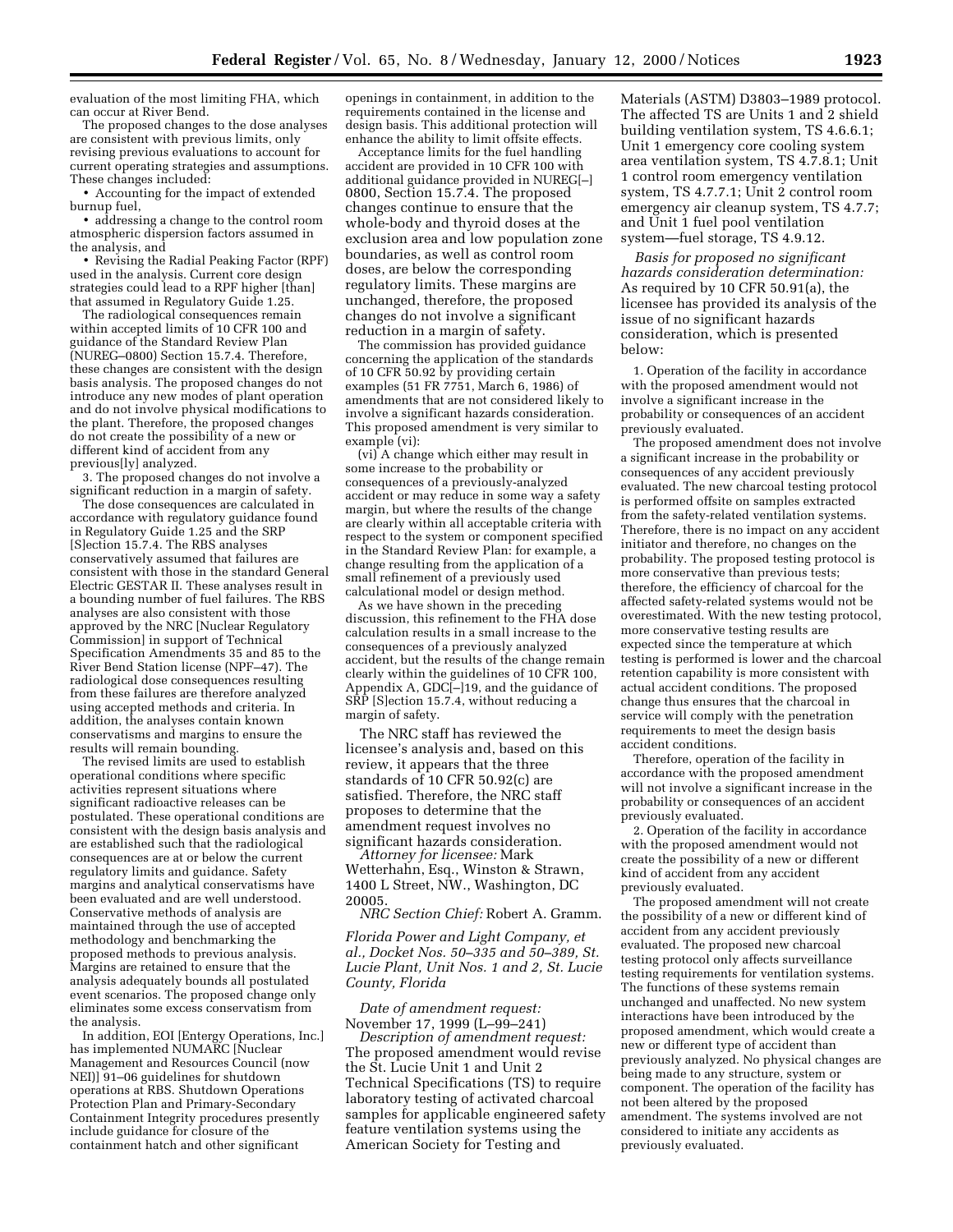evaluation of the most limiting FHA, which can occur at River Bend.

The proposed changes to the dose analyses are consistent with previous limits, only revising previous evaluations to account for current operating strategies and assumptions. These changes included:

- Accounting for the impact of extended burnup fuel,
- addressing a change to the control room atmospheric dispersion factors assumed in the analysis, and
- Revising the Radial Peaking Factor (RPF) used in the analysis. Current core design strategies could lead to a RPF higher [than] that assumed in Regulatory Guide 1.25.

The radiological consequences remain within accepted limits of 10 CFR 100 and guidance of the Standard Review Plan (NUREG–0800) Section 15.7.4. Therefore, these changes are consistent with the design basis analysis. The proposed changes do not introduce any new modes of plant operation and do not involve physical modifications to the plant. Therefore, the proposed changes do not create the possibility of a new or different kind of accident from any previous[ly] analyzed.

3. The proposed changes do not involve a significant reduction in a margin of safety.

The dose consequences are calculated in accordance with regulatory guidance found in Regulatory Guide 1.25 and the SRP [S]ection 15.7.4. The RBS analyses conservatively assumed that failures are consistent with those in the standard General Electric GESTAR II. These analyses result in a bounding number of fuel failures. The RBS analyses are also consistent with those approved by the NRC [Nuclear Regulatory Commission] in support of Technical Specification Amendments 35 and 85 to the River Bend Station license (NPF–47). The radiological dose consequences resulting from these failures are therefore analyzed using accepted methods and criteria. In addition, the analyses contain known conservatisms and margins to ensure the results will remain bounding.

The revised limits are used to establish operational conditions where specific activities represent situations where significant radioactive releases can be postulated. These operational conditions are consistent with the design basis analysis and are established such that the radiological consequences are at or below the current regulatory limits and guidance. Safety margins and analytical conservatisms have been evaluated and are well understood. Conservative methods of analysis are maintained through the use of accepted methodology and benchmarking the proposed methods to previous analysis. Margins are retained to ensure that the analysis adequately bounds all postulated event scenarios. The proposed change only eliminates some excess conservatism from the analysis.

In addition, EOI [Entergy Operations, Inc.] has implemented NUMARC [Nuclear Management and Resources Council (now NEI)] 91–06 guidelines for shutdown operations at RBS. Shutdown Operations Protection Plan and Primary-Secondary Containment Integrity procedures presently include guidance for closure of the containment hatch and other significant openings in containment, in addition to the requirements contained in the license and design basis. This additional protection will enhance the ability to limit offsite effects.

Acceptance limits for the fuel handling accident are provided in 10 CFR 100 with additional guidance provided in NUREG[–] 0800, Section 15.7.4. The proposed changes continue to ensure that the whole-body and thyroid doses at the exclusion area and low population zone boundaries, as well as control room doses, are below the corresponding regulatory limits. These margins are unchanged, therefore, the proposed changes do not involve a significant reduction in a margin of safety.

The commission has provided guidance concerning the application of the standards of 10 CFR 50.92 by providing certain examples (51 FR 7751, March 6, 1986) of amendments that are not considered likely to involve a significant hazards consideration. This proposed amendment is very similar to example (vi):

(vi) A change which either may result in some increase to the probability or consequences of a previously-analyzed accident or may reduce in some way a safety margin, but where the results of the change are clearly within all acceptable criteria with respect to the system or component specified in the Standard Review Plan: for example, a change resulting from the application of a small refinement of a previously used calculational model or design method.

As we have shown in the preceding discussion, this refinement to the FHA dose calculation results in a small increase to the consequences of a previously analyzed accident, but the results of the change remain clearly within the guidelines of 10 CFR 100, Appendix A, GDC[–]19, and the guidance of SRP [S]ection 15.7.4, without reducing a margin of safety.

The NRC staff has reviewed the licensee's analysis and, based on this review, it appears that the three standards of 10 CFR 50.92(c) are satisfied. Therefore, the NRC staff proposes to determine that the amendment request involves no significant hazards consideration.

*Attorney for licensee:* Mark Wetterhahn, Esq., Winston & Strawn, 1400 L Street, NW., Washington, DC 20005.

*NRC Section Chief:* Robert A. Gramm.

*Florida Power and Light Company, et al., Docket Nos. 50–335 and 50–389, St. Lucie Plant, Unit Nos. 1 and 2, St. Lucie County, Florida*

*Date of amendment request:* November 17, 1999 (L–99–241)

*Description of amendment request:* The proposed amendment would revise the St. Lucie Unit 1 and Unit 2 Technical Specifications (TS) to require laboratory testing of activated charcoal samples for applicable engineered safety feature ventilation systems using the American Society for Testing and Materials (ASTM) D3803–1989 protocol. The affected TS are Units 1 and 2 shield building ventilation system, TS 4.6.6.1; Unit 1 emergency core cooling system area ventilation system, TS 4.7.8.1; Unit 1 control room emergency ventilation system, TS 4.7.7.1; Unit 2 control room emergency air cleanup system, TS 4.7.7; and Unit 1 fuel pool ventilation system—fuel storage, TS 4.9.12.

*Basis for proposed no significant hazards consideration determination:* As required by 10 CFR 50.91(a), the licensee has provided its analysis of the issue of no significant hazards consideration, which is presented below:

1. Operation of the facility in accordance with the proposed amendment would not involve a significant increase in the probability or consequences of an accident previously evaluated.

The proposed amendment does not involve a significant increase in the probability or consequences of any accident previously evaluated. The new charcoal testing protocol is performed offsite on samples extracted from the safety-related ventilation systems. Therefore, there is no impact on any accident initiator and therefore, no changes on the probability. The proposed testing protocol is more conservative than previous tests; therefore, the efficiency of charcoal for the affected safety-related systems would not be overestimated. With the new testing protocol, more conservative testing results are expected since the temperature at which testing is performed is lower and the charcoal retention capability is more consistent with actual accident conditions. The proposed change thus ensures that the charcoal in service will comply with the penetration requirements to meet the design basis accident conditions.

Therefore, operation of the facility in accordance with the proposed amendment will not involve a significant increase in the probability or consequences of an accident previously evaluated.

2. Operation of the facility in accordance with the proposed amendment would not create the possibility of a new or different kind of accident from any accident previously evaluated.

The proposed amendment will not create the possibility of a new or different kind of accident from any accident previously evaluated. The proposed new charcoal testing protocol only affects surveillance testing requirements for ventilation systems. The functions of these systems remain unchanged and unaffected. No new system interactions have been introduced by the proposed amendment, which would create a new or different type of accident than previously analyzed. No physical changes are being made to any structure, system or component. The operation of the facility has not been altered by the proposed amendment. The systems involved are not considered to initiate any accidents as previously evaluated.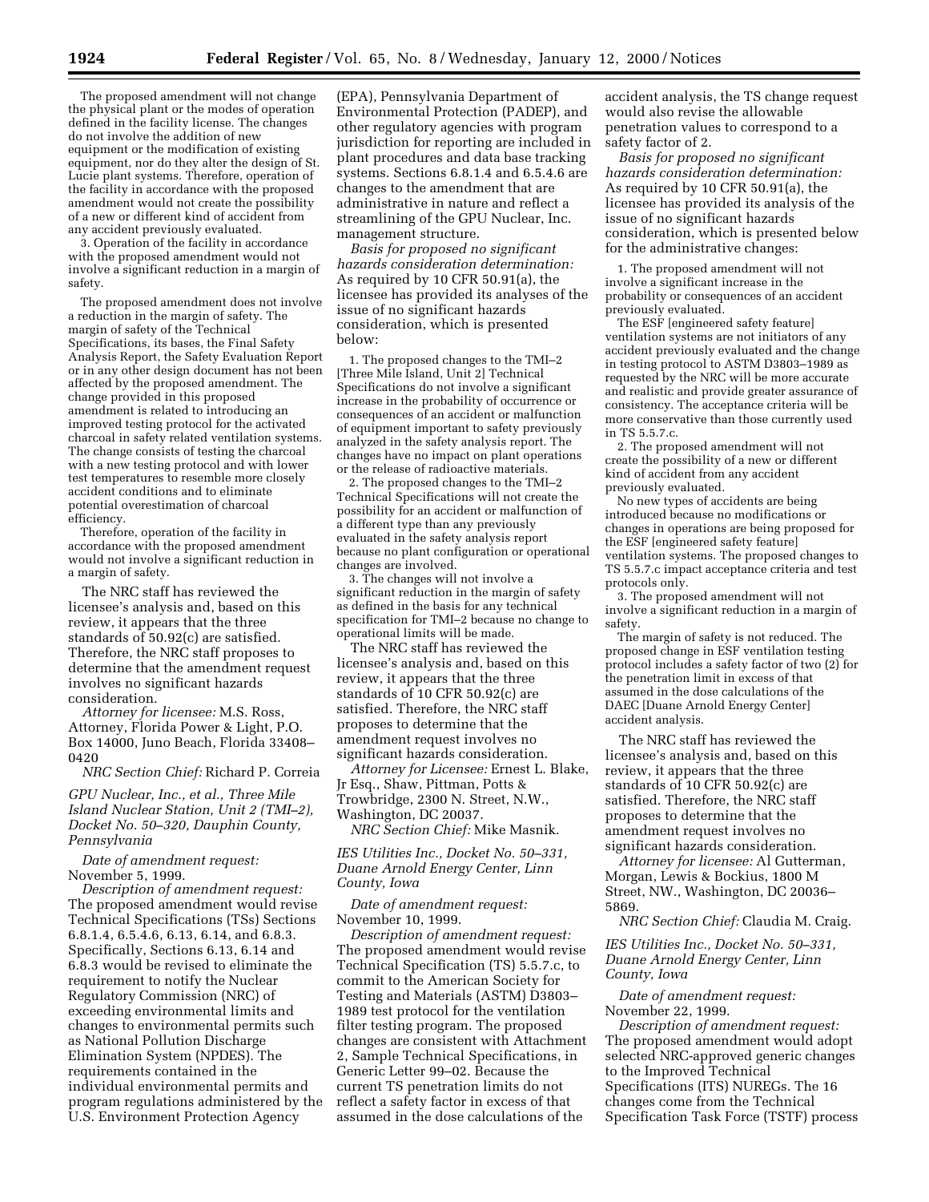The proposed amendment will not change the physical plant or the modes of operation defined in the facility license. The changes do not involve the addition of new equipment or the modification of existing equipment, nor do they alter the design of St. Lucie plant systems. Therefore, operation of the facility in accordance with the proposed amendment would not create the possibility of a new or different kind of accident from any accident previously evaluated.

3. Operation of the facility in accordance with the proposed amendment would not involve a significant reduction in a margin of safety.

The proposed amendment does not involve a reduction in the margin of safety. The margin of safety of the Technical Specifications, its bases, the Final Safety Analysis Report, the Safety Evaluation Report or in any other design document has not been affected by the proposed amendment. The change provided in this proposed amendment is related to introducing an improved testing protocol for the activated charcoal in safety related ventilation systems. The change consists of testing the charcoal with a new testing protocol and with lower test temperatures to resemble more closely accident conditions and to eliminate potential overestimation of charcoal efficiency.

Therefore, operation of the facility in accordance with the proposed amendment would not involve a significant reduction in a margin of safety.

The NRC staff has reviewed the licensee's analysis and, based on this review, it appears that the three standards of 50.92(c) are satisfied. Therefore, the NRC staff proposes to determine that the amendment request involves no significant hazards consideration.

*Attorney for licensee:* M.S. Ross, Attorney, Florida Power & Light, P.O. Box 14000, Juno Beach, Florida 33408–0420

*NRC Section Chief:* Richard P. Correia

*GPU Nuclear, Inc., et al., Three Mile Island Nuclear Station, Unit 2 (TMI–2), Docket No. 50–320, Dauphin County, Pennsylvania*

*Date of amendment request:* November 5, 1999.

*Description of amendment request:* The proposed amendment would revise Technical Specifications (TSs) Sections 6.8.1.4, 6.5.4.6, 6.13, 6.14, and 6.8.3. Specifically, Sections 6.13, 6.14 and 6.8.3 would be revised to eliminate the requirement to notify the Nuclear Regulatory Commission (NRC) of exceeding environmental limits and changes to environmental permits such as National Pollution Discharge Elimination System (NPDES). The requirements contained in the individual environmental permits and program regulations administered by the U.S. Environment Protection Agency (EPA), Pennsylvania Department of Environmental Protection (PADEP), and other regulatory agencies with program jurisdiction for reporting are included in plant procedures and data base tracking systems. Sections 6.8.1.4 and 6.5.4.6 are changes to the amendment that are administrative in nature and reflect a streamlining of the GPU Nuclear, Inc. management structure.

*Basis for proposed no significant hazards consideration determination:* As required by 10 CFR 50.91(a), the licensee has provided its analyses of the issue of no significant hazards consideration, which is presented below:

1. The proposed changes to the TMI–2 [Three Mile Island, Unit 2] Technical Specifications do not involve a significant increase in the probability of occurrence or consequences of an accident or malfunction of equipment important to safety previously analyzed in the safety analysis report. The changes have no impact on plant operations or the release of radioactive materials.

2. The proposed changes to the TMI–2 Technical Specifications will not create the possibility for an accident or malfunction of a different type than any previously evaluated in the safety analysis report because no plant configuration or operational changes are involved.

3. The changes will not involve a significant reduction in the margin of safety as defined in the basis for any technical specification for TMI–2 because no change to operational limits will be made.

The NRC staff has reviewed the licensee's analysis and, based on this review, it appears that the three standards of 10 CFR 50.92(c) are satisfied. Therefore, the NRC staff proposes to determine that the amendment request involves no significant hazards consideration.

*Attorney for Licensee:* Ernest L. Blake, Jr Esq., Shaw, Pittman, Potts & Trowbridge, 2300 N. Street, N.W., Washington, DC 20037.

*NRC Section Chief:* Mike Masnik.

*IES Utilities Inc., Docket No. 50–331, Duane Arnold Energy Center, Linn County, Iowa*

*Date of amendment request:* November 10, 1999.

*Description of amendment request:* The proposed amendment would revise Technical Specification (TS) 5.5.7.c, to commit to the American Society for Testing and Materials (ASTM) D3803–1989 test protocol for the ventilation filter testing program. The proposed changes are consistent with Attachment 2, Sample Technical Specifications, in Generic Letter 99–02. Because the current TS penetration limits do not reflect a safety factor in excess of that assumed in the dose calculations of the accident analysis, the TS change request would also revise the allowable penetration values to correspond to a safety factor of 2.

*Basis for proposed no significant hazards consideration determination:* As required by 10 CFR 50.91(a), the licensee has provided its analysis of the issue of no significant hazards consideration, which is presented below for the administrative changes:

1. The proposed amendment will not involve a significant increase in the probability or consequences of an accident previously evaluated.

The ESF [engineered safety feature] ventilation systems are not initiators of any accident previously evaluated and the change in testing protocol to ASTM D3803–1989 as requested by the NRC will be more accurate and realistic and provide greater assurance of consistency. The acceptance criteria will be more conservative than those currently used in TS 5.5.7.c.

2. The proposed amendment will not create the possibility of a new or different kind of accident from any accident previously evaluated.

No new types of accidents are being introduced because no modifications or changes in operations are being proposed for the ESF [engineered safety feature] ventilation systems. The proposed changes to TS 5.5.7.c impact acceptance criteria and test protocols only.

3. The proposed amendment will not involve a significant reduction in a margin of safety.

The margin of safety is not reduced. The proposed change in ESF ventilation testing protocol includes a safety factor of two (2) for the penetration limit in excess of that assumed in the dose calculations of the DAEC [Duane Arnold Energy Center] accident analysis.

The NRC staff has reviewed the licensee's analysis and, based on this review, it appears that the three standards of 10 CFR 50.92(c) are satisfied. Therefore, the NRC staff proposes to determine that the amendment request involves no significant hazards consideration.

*Attorney for licensee:* Al Gutterman, Morgan, Lewis & Bockius, 1800 M Street, NW., Washington, DC 20036–5869.

*NRC Section Chief:* Claudia M. Craig.

*IES Utilities Inc., Docket No. 50–331, Duane Arnold Energy Center, Linn County, Iowa*

*Date of amendment request:* November 22, 1999.

*Description of amendment request:* The proposed amendment would adopt selected NRC-approved generic changes to the Improved Technical Specifications (ITS) NUREGs. The 16 changes come from the Technical Specification Task Force (TSTF) process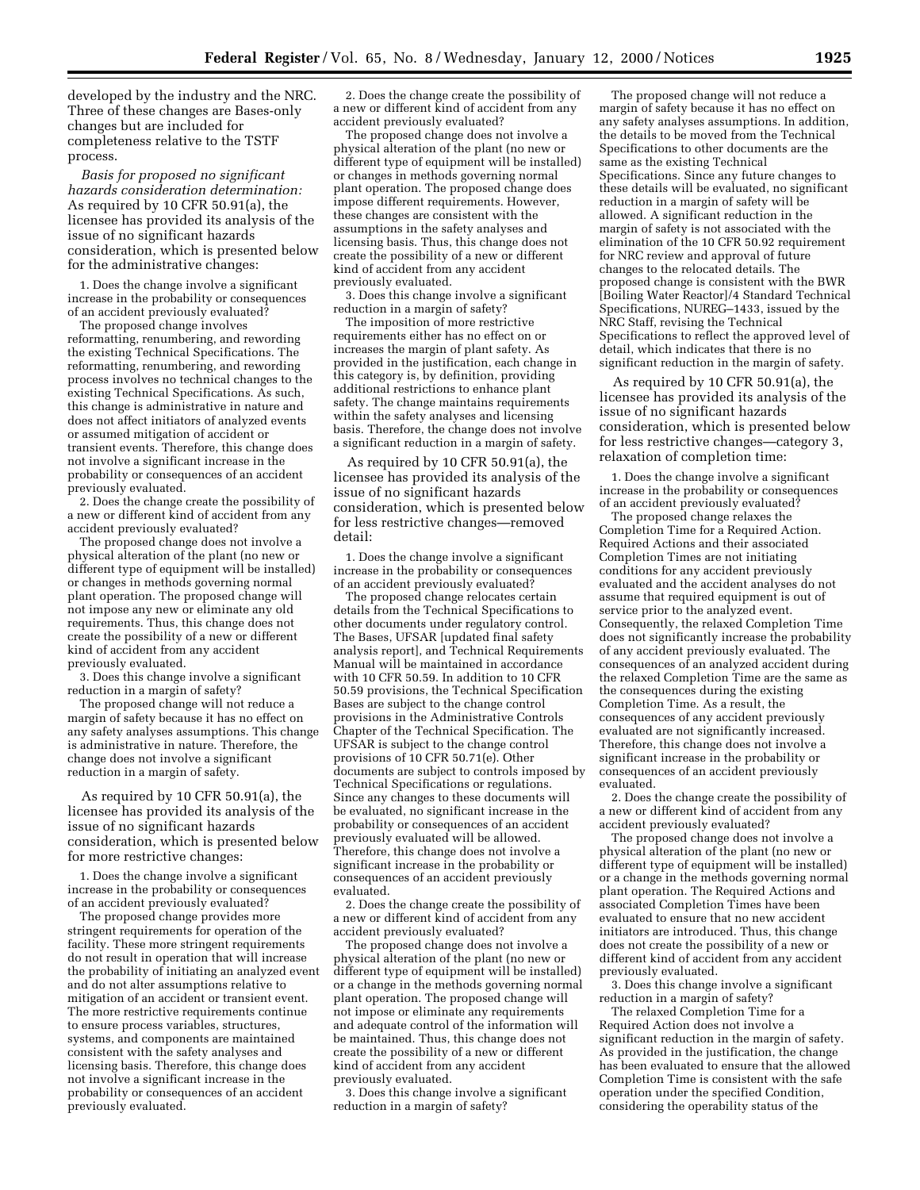developed by the industry and the NRC. Three of these changes are Bases-only changes but are included for completeness relative to the TSTF process.

*Basis for proposed no significant hazards consideration determination:* As required by 10 CFR 50.91(a), the licensee has provided its analysis of the issue of no significant hazards consideration, which is presented below for the administrative changes:

1. Does the change involve a significant increase in the probability or consequences of an accident previously evaluated?

The proposed change involves reformatting, renumbering, and rewording the existing Technical Specifications. The reformatting, renumbering, and rewording process involves no technical changes to the existing Technical Specifications. As such, this change is administrative in nature and does not affect initiators of analyzed events or assumed mitigation of accident or transient events. Therefore, this change does not involve a significant increase in the probability or consequences of an accident previously evaluated.

2. Does the change create the possibility of a new or different kind of accident from any accident previously evaluated?

The proposed change does not involve a physical alteration of the plant (no new or different type of equipment will be installed) or changes in methods governing normal plant operation. The proposed change will not impose any new or eliminate any old requirements. Thus, this change does not create the possibility of a new or different kind of accident from any accident previously evaluated.

3. Does this change involve a significant reduction in a margin of safety?

The proposed change will not reduce a margin of safety because it has no effect on any safety analyses assumptions. This change is administrative in nature. Therefore, the change does not involve a significant reduction in a margin of safety.

As required by 10 CFR 50.91(a), the licensee has provided its analysis of the issue of no significant hazards consideration, which is presented below for more restrictive changes:

1. Does the change involve a significant increase in the probability or consequences of an accident previously evaluated?

The proposed change provides more stringent requirements for operation of the facility. These more stringent requirements do not result in operation that will increase the probability of initiating an analyzed event and do not alter assumptions relative to mitigation of an accident or transient event. The more restrictive requirements continue to ensure process variables, structures, systems, and components are maintained consistent with the safety analyses and licensing basis. Therefore, this change does not involve a significant increase in the probability or consequences of an accident previously evaluated.

2. Does the change create the possibility of a new or different kind of accident from any accident previously evaluated?

The proposed change does not involve a physical alteration of the plant (no new or different type of equipment will be installed) or changes in methods governing normal plant operation. The proposed change does impose different requirements. However, these changes are consistent with the assumptions in the safety analyses and licensing basis. Thus, this change does not create the possibility of a new or different kind of accident from any accident previously evaluated.

3. Does this change involve a significant reduction in a margin of safety?

The imposition of more restrictive requirements either has no effect on or increases the margin of plant safety. As provided in the justification, each change in this category is, by definition, providing additional restrictions to enhance plant safety. The change maintains requirements within the safety analyses and licensing basis. Therefore, the change does not involve a significant reduction in a margin of safety.

As required by 10 CFR 50.91(a), the licensee has provided its analysis of the issue of no significant hazards consideration, which is presented below for less restrictive changes—removed detail:

1. Does the change involve a significant increase in the probability or consequences of an accident previously evaluated?

The proposed change relocates certain details from the Technical Specifications to other documents under regulatory control. The Bases, UFSAR [updated final safety analysis report], and Technical Requirements Manual will be maintained in accordance with 10 CFR 50.59. In addition to 10 CFR 50.59 provisions, the Technical Specification Bases are subject to the change control provisions in the Administrative Controls Chapter of the Technical Specification. The UFSAR is subject to the change control provisions of 10 CFR 50.71(e). Other documents are subject to controls imposed by Technical Specifications or regulations. Since any changes to these documents will be evaluated, no significant increase in the probability or consequences of an accident previously evaluated will be allowed. Therefore, this change does not involve a significant increase in the probability or consequences of an accident previously evaluated.

2. Does the change create the possibility of a new or different kind of accident from any accident previously evaluated?

The proposed change does not involve a physical alteration of the plant (no new or different type of equipment will be installed) or a change in the methods governing normal plant operation. The proposed change will not impose or eliminate any requirements and adequate control of the information will be maintained. Thus, this change does not create the possibility of a new or different kind of accident from any accident previously evaluated.

3. Does this change involve a significant reduction in a margin of safety?

The proposed change will not reduce a margin of safety because it has no effect on any safety analyses assumptions. In addition, the details to be moved from the Technical Specifications to other documents are the same as the existing Technical Specifications. Since any future changes to these details will be evaluated, no significant reduction in a margin of safety will be allowed. A significant reduction in the margin of safety is not associated with the elimination of the 10 CFR 50.92 requirement for NRC review and approval of future changes to the relocated details. The proposed change is consistent with the BWR [Boiling Water Reactor]/4 Standard Technical Specifications, NUREG–1433, issued by the NRC Staff, revising the Technical Specifications to reflect the approved level of detail, which indicates that there is no significant reduction in the margin of safety.

As required by 10 CFR 50.91(a), the licensee has provided its analysis of the issue of no significant hazards consideration, which is presented below for less restrictive changes—category 3, relaxation of completion time:

1. Does the change involve a significant increase in the probability or consequences of an accident previously evaluated?

The proposed change relaxes the Completion Time for a Required Action. Required Actions and their associated Completion Times are not initiating conditions for any accident previously evaluated and the accident analyses do not assume that required equipment is out of service prior to the analyzed event. Consequently, the relaxed Completion Time does not significantly increase the probability of any accident previously evaluated. The consequences of an analyzed accident during the relaxed Completion Time are the same as the consequences during the existing Completion Time. As a result, the consequences of any accident previously evaluated are not significantly increased. Therefore, this change does not involve a significant increase in the probability or consequences of an accident previously evaluated.

2. Does the change create the possibility of a new or different kind of accident from any accident previously evaluated?

The proposed change does not involve a physical alteration of the plant (no new or different type of equipment will be installed) or a change in the methods governing normal plant operation. The Required Actions and associated Completion Times have been evaluated to ensure that no new accident initiators are introduced. Thus, this change does not create the possibility of a new or different kind of accident from any accident previously evaluated.

3. Does this change involve a significant reduction in a margin of safety?

The relaxed Completion Time for a Required Action does not involve a significant reduction in the margin of safety. As provided in the justification, the change has been evaluated to ensure that the allowed Completion Time is consistent with the safe operation under the specified Condition, considering the operability status of the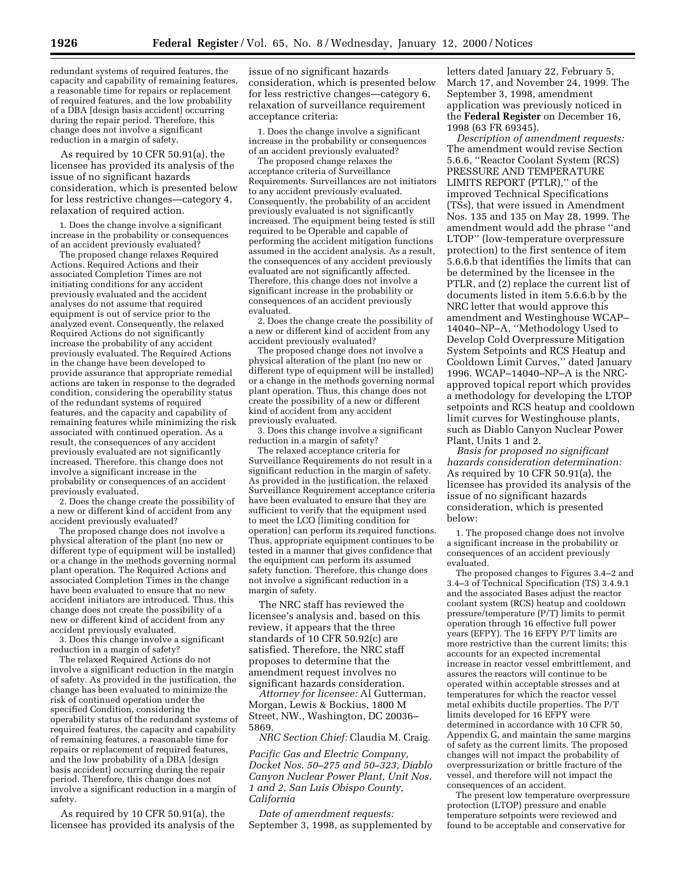redundant systems of required features, the capacity and capability of remaining features, a reasonable time for repairs or replacement of required features, and the low probability of a DBA [design basis accident] occurring during the repair period. Therefore, this change does not involve a significant reduction in a margin of safety.

As required by 10 CFR 50.91(a), the licensee has provided its analysis of the issue of no significant hazards consideration, which is presented below for less restrictive changes—category 4, relaxation of required action.

1. Does the change involve a significant increase in the probability or consequences of an accident previously evaluated?

The proposed change relaxes Required Actions. Required Actions and their associated Completion Times are not initiating conditions for any accident previously evaluated and the accident analyses do not assume that required equipment is out of service prior to the analyzed event. Consequently, the relaxed Required Actions do not significantly increase the probability of any accident previously evaluated. The Required Actions in the change have been developed to provide assurance that appropriate remedial actions are taken in response to the degraded condition, considering the operability status of the redundant systems of required features, and the capacity and capability of remaining features while minimizing the risk associated with continued operation. As a result, the consequences of any accident previously evaluated are not significantly increased. Therefore, this change does not involve a significant increase in the probability or consequences of an accident previously evaluated.

2. Does the change create the possibility of a new or different kind of accident from any accident previously evaluated?

The proposed change does not involve a physical alteration of the plant (no new or different type of equipment will be installed) or a change in the methods governing normal plant operation. The Required Actions and associated Completion Times in the change have been evaluated to ensure that no new accident initiators are introduced. Thus, this change does not create the possibility of a new or different kind of accident from any accident previously evaluated.

3. Does this change involve a significant reduction in a margin of safety?

The relaxed Required Actions do not involve a significant reduction in the margin of safety. As provided in the justification, the change has been evaluated to minimize the risk of continued operation under the specified Condition, considering the operability status of the redundant systems of required features, the capacity and capability of remaining features, a reasonable time for repairs or replacement of required features, and the low probability of a DBA [design basis accident] occurring during the repair period. Therefore, this change does not involve a significant reduction in a margin of safety.

As required by 10 CFR 50.91(a), the licensee has provided its analysis of the issue of no significant hazards consideration, which is presented below for less restrictive changes—category 6, relaxation of surveillance requirement acceptance criteria:

1. Does the change involve a significant increase in the probability or consequences of an accident previously evaluated?

The proposed change relaxes the acceptance criteria of Surveillance Requirements. Surveillances are not initiators to any accident previously evaluated. Consequently, the probability of an accident previously evaluated is not significantly increased. The equipment being tested is still required to be Operable and capable of performing the accident mitigation functions assumed in the accident analysis. As a result, the consequences of any accident previously evaluated are not significantly affected. Therefore, this change does not involve a significant increase in the probability or consequences of an accident previously evaluated.

2. Does the change create the possibility of a new or different kind of accident from any accident previously evaluated?

The proposed change does not involve a physical alteration of the plant (no new or different type of equipment will be installed) or a change in the methods governing normal plant operation. Thus, this change does not create the possibility of a new or different kind of accident from any accident previously evaluated.

3. Does this change involve a significant reduction in a margin of safety?

The relaxed acceptance criteria for Surveillance Requirements do not result in a significant reduction in the margin of safety. As provided in the justification, the relaxed Surveillance Requirement acceptance criteria have been evaluated to ensure that they are sufficient to verify that the equipment used to meet the LCO [limiting condition for operation] can perform its required functions. Thus, appropriate equipment continues to be tested in a manner that gives confidence that the equipment can perform its assumed safety function. Therefore, this change does not involve a significant reduction in a margin of safety.

The NRC staff has reviewed the licensee's analysis and, based on this review, it appears that the three standards of 10 CFR 50.92(c) are satisfied. Therefore, the NRC staff proposes to determine that the amendment request involves no significant hazards consideration.

*Attorney for licensee:* Al Gutterman, Morgan, Lewis & Bockius, 1800 M Street, NW., Washington, DC 20036–5869.

*NRC Section Chief:* Claudia M. Craig.

*Pacific Gas and Electric Company, Docket Nos. 50–275 and 50–323, Diablo Canyon Nuclear Power Plant, Unit Nos. 1 and 2, San Luis Obispo County, California*

*Date of amendment requests:* September 3, 1998, as supplemented by letters dated January 22, February 5, March 17, and November 24, 1999. The September 3, 1998, amendment application was previously noticed in the **Federal Register** on December 16, 1998 (63 FR 69345).

*Description of amendment requests:* The amendment would revise Section 5.6.6, "Reactor Coolant System (RCS) PRESSURE AND TEMPERATURE LIMITS REPORT (PTLR)," of the improved Technical Specifications (TSs), that were issued in Amendment Nos. 135 and 135 on May 28, 1999. The amendment would add the phrase "and LTOP" (low-temperature overpressure protection) to the first sentence of item 5.6.6.b that identifies the limits that can be determined by the licensee in the PTLR, and (2) replace the current list of documents listed in item 5.6.6.b by the NRC letter that would approve this amendment and Westinghouse WCAP–14040–NP–A, "Methodology Used to Develop Cold Overpressure Mitigation System Setpoints and RCS Heatup and Cooldown Limit Curves," dated January 1996. WCAP–14040–NP–A is the NRC-approved topical report which provides a methodology for developing the LTOP setpoints and RCS heatup and cooldown limit curves for Westinghouse plants, such as Diablo Canyon Nuclear Power Plant, Units 1 and 2.

*Basis for proposed no significant hazards consideration determination:* As required by 10 CFR 50.91(a), the licensee has provided its analysis of the issue of no significant hazards consideration, which is presented below:

1. The proposed change does not involve a significant increase in the probability or consequences of an accident previously evaluated.

The proposed changes to Figures 3.4–2 and 3.4–3 of Technical Specification (TS) 3.4.9.1 and the associated Bases adjust the reactor coolant system (RCS) heatup and cooldown pressure/temperature (P/T) limits to permit operation through 16 effective full power years (EFPY). The 16 EFPY P/T limits are more restrictive than the current limits; this accounts for an expected incremental increase in reactor vessel embrittlement, and assures the reactors will continue to be operated within acceptable stresses and at temperatures for which the reactor vessel metal exhibits ductile properties. The P/T limits developed for 16 EFPY were determined in accordance with 10 CFR 50, Appendix G, and maintain the same margins of safety as the current limits. The proposed changes will not impact the probability of overpressurization or brittle fracture of the vessel, and therefore will not impact the consequences of an accident.

The present low temperature overpressure protection (LTOP) pressure and enable temperature setpoints were reviewed and found to be acceptable and conservative for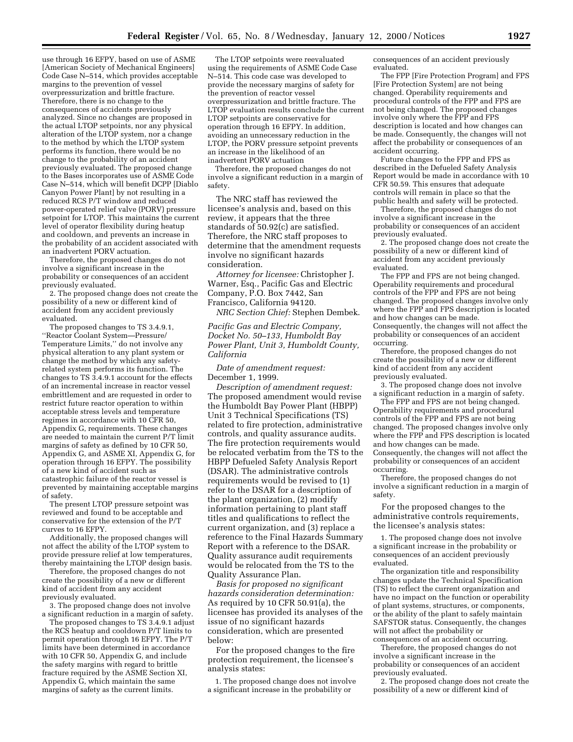use through 16 EFPY, based on use of ASME [American Society of Mechanical Engineers] Code Case N–514, which provides acceptable margins to the prevention of vessel overpressurization and brittle fracture. Therefore, there is no change to the consequences of accidents previously analyzed. Since no changes are proposed in the actual LTOP setpoints, nor any physical alteration of the LTOP system, nor a change to the method by which the LTOP system performs its function, there would be no change to the probability of an accident previously evaluated. The proposed change to the Bases incorporates use of ASME Code Case N–514, which will benefit DCPP [Diablo Canyon Power Plant] by not resulting in a reduced RCS P/T window and reduced power-operated relief valve (PORV) pressure setpoint for LTOP. This maintains the current level of operator flexibility during heatup and cooldown, and prevents an increase in the probability of an accident associated with an inadvertent PORV actuation.

Therefore, the proposed changes do not involve a significant increase in the probability or consequences of an accident previously evaluated.

2. The proposed change does not create the possibility of a new or different kind of accident from any accident previously evaluated.

The proposed changes to TS 3.4.9.1, ''Reactor Coolant System—Pressure/Temperature Limits,'' do not involve any physical alteration to any plant system or change the method by which any safety-related system performs its function. The changes to TS 3.4.9.1 account for the effects of an incremental increase in reactor vessel embrittlement and are requested in order to restrict future reactor operation to within acceptable stress levels and temperature regimes in accordance with 10 CFR 50, Appendix G, requirements. These changes are needed to maintain the current P/T limit margins of safety as defined by 10 CFR 50, Appendix G, and ASME XI, Appendix G, for operation through 16 EFPY. The possibility of a new kind of accident such as catastrophic failure of the reactor vessel is prevented by maintaining acceptable margins of safety.

The present LTOP pressure setpoint was reviewed and found to be acceptable and conservative for the extension of the P/T curves to 16 EFPY.

Additionally, the proposed changes will not affect the ability of the LTOP system to provide pressure relief at low temperatures, thereby maintaining the LTOP design basis.

Therefore, the proposed changes do not create the possibility of a new or different kind of accident from any accident previously evaluated.

3. The proposed change does not involve a significant reduction in a margin of safety.

The proposed changes to TS 3.4.9.1 adjust the RCS heatup and cooldown P/T limits to permit operation through 16 EFPY. The P/T limits have been determined in accordance with 10 CFR 50, Appendix G, and include the safety margins with regard to brittle fracture required by the ASME Section XI, Appendix G, which maintain the same margins of safety as the current limits.

The LTOP setpoints were reevaluated using the requirements of ASME Code Case N–514. This code case was developed to provide the necessary margins of safety for the prevention of reactor vessel overpressurization and brittle fracture. The LTOP evaluation results conclude the current LTOP setpoints are conservative for operation through 16 EFPY. In addition, avoiding an unnecessary reduction in the LTOP, the PORV pressure setpoint prevents an increase in the likelihood of an inadvertent PORV actuation

Therefore, the proposed changes do not involve a significant reduction in a margin of safety.

The NRC staff has reviewed the licensee's analysis and, based on this review, it appears that the three standards of 50.92(c) are satisfied. Therefore, the NRC staff proposes to determine that the amendment requests involve no significant hazards consideration.

*Attorney for licensee:* Christopher J. Warner, Esq., Pacific Gas and Electric Company, P.O. Box 7442, San Francisco, California 94120.

*NRC Section Chief:* Stephen Dembek.

*Pacific Gas and Electric Company, Docket No. 50–133, Humboldt Bay Power Plant, Unit 3, Humboldt County, California*

*Date of amendment request:* December 1, 1999.

*Description of amendment request:* The proposed amendment would revise the Humboldt Bay Power Plant (HBPP) Unit 3 Technical Specifications (TS) related to fire protection, administrative controls, and quality assurance audits. The fire protection requirements would be relocated verbatim from the TS to the HBPP Defueled Safety Analysis Report (DSAR). The administrative controls requirements would be revised to (1) refer to the DSAR for a description of the plant organization, (2) modify information pertaining to plant staff titles and qualifications to reflect the current organization, and (3) replace a reference to the Final Hazards Summary Report with a reference to the DSAR. Quality assurance audit requirements would be relocated from the TS to the Quality Assurance Plan.

*Basis for proposed no significant hazards consideration determination:* As required by 10 CFR 50.91(a), the licensee has provided its analyses of the issue of no significant hazards consideration, which are presented below:

For the proposed changes to the fire protection requirement, the licensee's analysis states:

1. The proposed change does not involve a significant increase in the probability or consequences of an accident previously evaluated.

The FPP [Fire Protection Program] and FPS [Fire Protection System] are not being changed. Operability requirements and procedural controls of the FPP and FPS are not being changed. The proposed changes involve only where the FPP and FPS description is located and how changes can be made. Consequently, the changes will not affect the probability or consequences of an accident occurring.

Future changes to the FPP and FPS as described in the Defueled Safety Analysis Report would be made in accordance with 10 CFR 50.59. This ensures that adequate controls will remain in place so that the public health and safety will be protected.

Therefore, the proposed changes do not involve a significant increase in the probability or consequences of an accident previously evaluated.

2. The proposed change does not create the possibility of a new or different kind of accident from any accident previously evaluated.

The FPP and FPS are not being changed. Operability requirements and procedural controls of the FPP and FPS are not being changed. The proposed changes involve only where the FPP and FPS description is located and how changes can be made. Consequently, the changes will not affect the probability or consequences of an accident occurring.

Therefore, the proposed changes do not create the possibility of a new or different kind of accident from any accident previously evaluated.

3. The proposed change does not involve a significant reduction in a margin of safety.

The FPP and FPS are not being changed. Operability requirements and procedural controls of the FPP and FPS are not being changed. The proposed changes involve only where the FPP and FPS description is located and how changes can be made. Consequently, the changes will not affect the probability or consequences of an accident occurring.

Therefore, the proposed changes do not involve a significant reduction in a margin of safety.

For the proposed changes to the administrative controls requirements, the licensee's analysis states:

1. The proposed change does not involve a significant increase in the probability or consequences of an accident previously evaluated.

The organization title and responsibility changes update the Technical Specification (TS) to reflect the current organization and have no impact on the function or operability of plant systems, structures, or components, or the ability of the plant to safely maintain SAFSTOR status. Consequently, the changes will not affect the probability or consequences of an accident occurring.

Therefore, the proposed changes do not involve a significant increase in the probability or consequences of an accident previously evaluated.

2. The proposed change does not create the possibility of a new or different kind of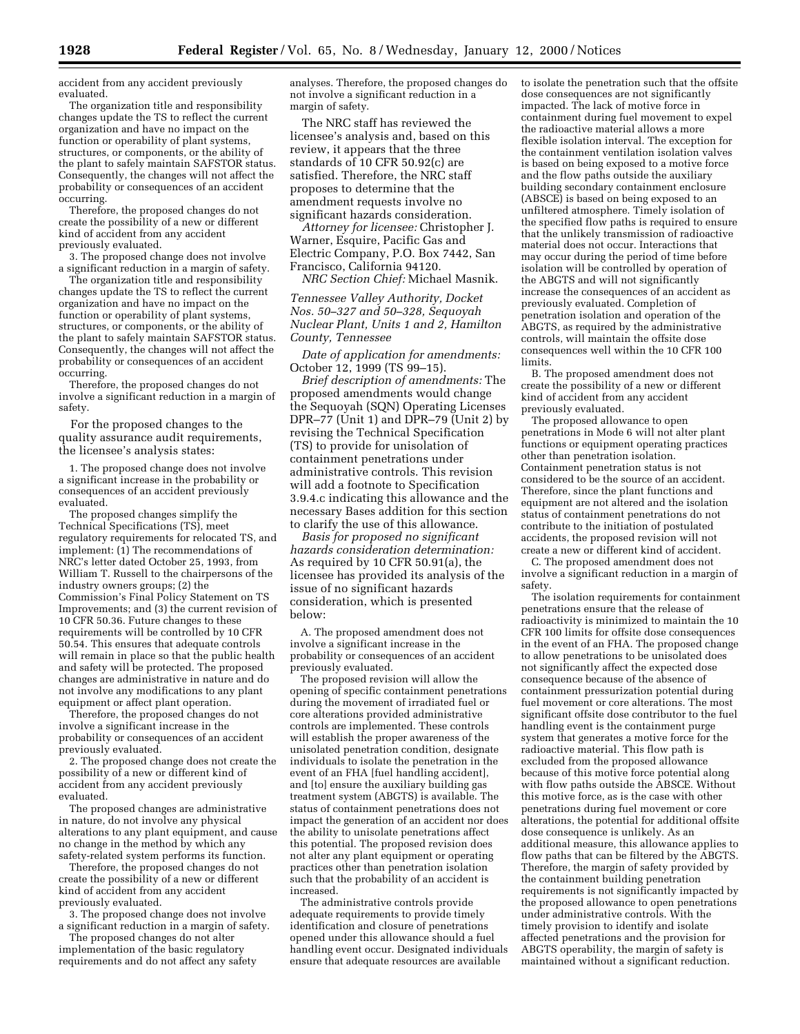accident from any accident previously evaluated.

The organization title and responsibility changes update the TS to reflect the current organization and have no impact on the function or operability of plant systems, structures, or components, or the ability of the plant to safely maintain SAFSTOR status. Consequently, the changes will not affect the probability or consequences of an accident occurring.

Therefore, the proposed changes do not create the possibility of a new or different kind of accident from any accident previously evaluated.

3. The proposed change does not involve a significant reduction in a margin of safety.

The organization title and responsibility changes update the TS to reflect the current organization and have no impact on the function or operability of plant systems, structures, or components, or the ability of the plant to safely maintain SAFSTOR status. Consequently, the changes will not affect the probability or consequences of an accident occurring.

Therefore, the proposed changes do not involve a significant reduction in a margin of safety.

For the proposed changes to the quality assurance audit requirements, the licensee's analysis states:

1. The proposed change does not involve a significant increase in the probability or consequences of an accident previously evaluated.

The proposed changes simplify the Technical Specifications (TS), meet regulatory requirements for relocated TS, and implement: (1) The recommendations of NRC's letter dated October 25, 1993, from William T. Russell to the chairpersons of the industry owners groups; (2) the Commission's Final Policy Statement on TS Improvements; and (3) the current revision of 10 CFR 50.36. Future changes to these requirements will be controlled by 10 CFR 50.54. This ensures that adequate controls will remain in place so that the public health and safety will be protected. The proposed changes are administrative in nature and do not involve any modifications to any plant equipment or affect plant operation.

Therefore, the proposed changes do not involve a significant increase in the probability or consequences of an accident previously evaluated.

2. The proposed change does not create the possibility of a new or different kind of accident from any accident previously evaluated.

The proposed changes are administrative in nature, do not involve any physical alterations to any plant equipment, and cause no change in the method by which any safety-related system performs its function.

Therefore, the proposed changes do not create the possibility of a new or different kind of accident from any accident previously evaluated.

3. The proposed change does not involve a significant reduction in a margin of safety.

The proposed changes do not alter implementation of the basic regulatory requirements and do not affect any safety analyses. Therefore, the proposed changes do not involve a significant reduction in a margin of safety.

The NRC staff has reviewed the licensee's analysis and, based on this review, it appears that the three standards of 10 CFR 50.92(c) are satisfied. Therefore, the NRC staff proposes to determine that the amendment requests involve no significant hazards consideration.

*Attorney for licensee:* Christopher J. Warner, Esquire, Pacific Gas and Electric Company, P.O. Box 7442, San Francisco, California 94120.

*NRC Section Chief:* Michael Masnik.

*Tennessee Valley Authority, Docket Nos. 50–327 and 50–328, Sequoyah Nuclear Plant, Units 1 and 2, Hamilton County, Tennessee*

*Date of application for amendments:* October 12, 1999 (TS 99–15).

*Brief description of amendments:* The proposed amendments would change the Sequoyah (SQN) Operating Licenses DPR–77 (Unit 1) and DPR–79 (Unit 2) by revising the Technical Specification (TS) to provide for unisolation of containment penetrations under administrative controls. This revision will add a footnote to Specification 3.9.4.c indicating this allowance and the necessary Bases addition for this section to clarify the use of this allowance.

*Basis for proposed no significant hazards consideration determination:* As required by 10 CFR 50.91(a), the licensee has provided its analysis of the issue of no significant hazards consideration, which is presented below:

A. The proposed amendment does not involve a significant increase in the probability or consequences of an accident previously evaluated.

The proposed revision will allow the opening of specific containment penetrations during the movement of irradiated fuel or core alterations provided administrative controls are implemented. These controls will establish the proper awareness of the unisolated penetration condition, designate individuals to isolate the penetration in the event of an FHA [fuel handling accident], and [to] ensure the auxiliary building gas treatment system (ABGTS) is available. The status of containment penetrations does not impact the generation of an accident nor does the ability to unisolate penetrations affect this potential. The proposed revision does not alter any plant equipment or operating practices other than penetration isolation such that the probability of an accident is increased.

The administrative controls provide adequate requirements to provide timely identification and closure of penetrations opened under this allowance should a fuel handling event occur. Designated individuals ensure that adequate resources are available to isolate the penetration such that the offsite dose consequences are not significantly impacted. The lack of motive force in containment during fuel movement to expel the radioactive material allows a more flexible isolation interval. The exception for the containment ventilation isolation valves is based on being exposed to a motive force and the flow paths outside the auxiliary building secondary containment enclosure (ABSCE) is based on being exposed to an unfiltered atmosphere. Timely isolation of the specified flow paths is required to ensure that the unlikely transmission of radioactive material does not occur. Interactions that may occur during the period of time before isolation will be controlled by operation of the ABGTS and will not significantly increase the consequences of an accident as previously evaluated. Completion of penetration isolation and operation of the ABGTS, as required by the administrative controls, will maintain the offsite dose consequences well within the 10 CFR 100 limits.

B. The proposed amendment does not create the possibility of a new or different kind of accident from any accident previously evaluated.

The proposed allowance to open penetrations in Mode 6 will not alter plant functions or equipment operating practices other than penetration isolation. Containment penetration status is not considered to be the source of an accident. Therefore, since the plant functions and equipment are not altered and the isolation status of containment penetrations do not contribute to the initiation of postulated accidents, the proposed revision will not create a new or different kind of accident.

C. The proposed amendment does not involve a significant reduction in a margin of safety.

The isolation requirements for containment penetrations ensure that the release of radioactivity is minimized to maintain the 10 CFR 100 limits for offsite dose consequences in the event of an FHA. The proposed change to allow penetrations to be unisolated does not significantly affect the expected dose consequence because of the absence of containment pressurization potential during fuel movement or core alterations. The most significant offsite dose contributor to the fuel handling event is the containment purge system that generates a motive force for the radioactive material. This flow path is excluded from the proposed allowance because of this motive force potential along with flow paths outside the ABSCE. Without this motive force, as is the case with other penetrations during fuel movement or core alterations, the potential for additional offsite dose consequence is unlikely. As an additional measure, this allowance applies to flow paths that can be filtered by the ABGTS. Therefore, the margin of safety provided by the containment building penetration requirements is not significantly impacted by the proposed allowance to open penetrations under administrative controls. With the timely provision to identify and isolate affected penetrations and the provision for ABGTS operability, the margin of safety is maintained without a significant reduction.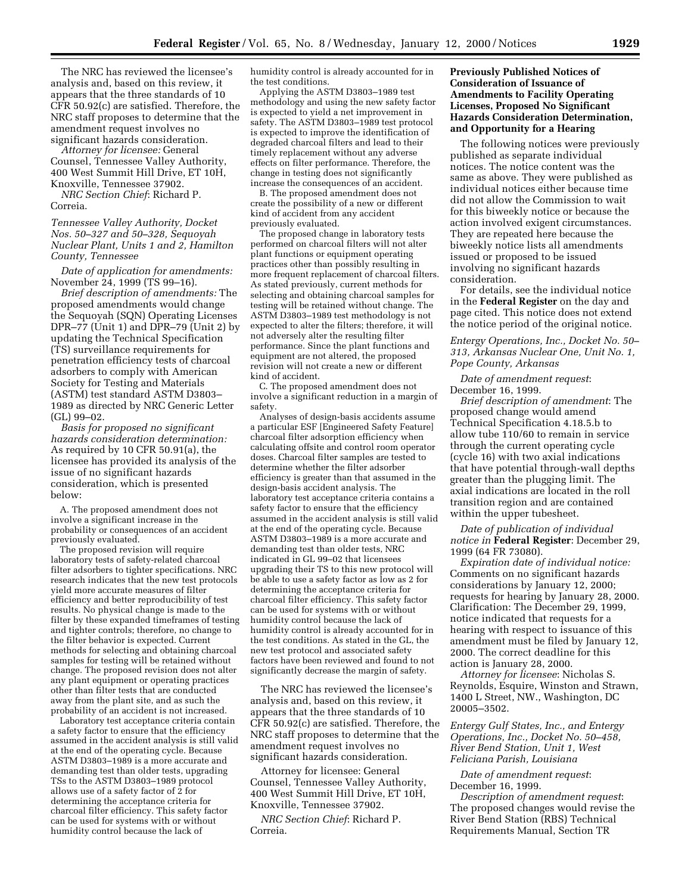The NRC has reviewed the licensee's analysis and, based on this review, it appears that the three standards of 10 CFR 50.92(c) are satisfied. Therefore, the NRC staff proposes to determine that the amendment request involves no significant hazards consideration.

*Attorney for licensee:* General Counsel, Tennessee Valley Authority, 400 West Summit Hill Drive, ET 10H, Knoxville, Tennessee 37902.

*NRC Section Chief*: Richard P. Correia.

*Tennessee Valley Authority, Docket Nos. 50–327 and 50–328, Sequoyah Nuclear Plant, Units 1 and 2, Hamilton County, Tennessee*

*Date of application for amendments:* November 24, 1999 (TS 99–16).

*Brief description of amendments:* The proposed amendments would change the Sequoyah (SQN) Operating Licenses DPR–77 (Unit 1) and DPR–79 (Unit 2) by updating the Technical Specification (TS) surveillance requirements for penetration efficiency tests of charcoal adsorbers to comply with American Society for Testing and Materials (ASTM) test standard ASTM D3803–1989 as directed by NRC Generic Letter (GL) 99–02.

*Basis for proposed no significant hazards consideration determination:* As required by 10 CFR 50.91(a), the licensee has provided its analysis of the issue of no significant hazards consideration, which is presented below:

A. The proposed amendment does not involve a significant increase in the probability or consequences of an accident previously evaluated.

The proposed revision will require laboratory tests of safety-related charcoal filter adsorbers to tighter specifications. NRC research indicates that the new test protocols yield more accurate measures of filter efficiency and better reproducibility of test results. No physical change is made to the filter by these expanded timeframes of testing and tighter controls; therefore, no change to the filter behavior is expected. Current methods for selecting and obtaining charcoal samples for testing will be retained without change. The proposed revision does not alter any plant equipment or operating practices other than filter tests that are conducted away from the plant site, and as such the probability of an accident is not increased.

Laboratory test acceptance criteria contain a safety factor to ensure that the efficiency assumed in the accident analysis is still valid at the end of the operating cycle. Because ASTM D3803–1989 is a more accurate and demanding test than older tests, upgrading TSs to the ASTM D3803–1989 protocol allows use of a safety factor of 2 for determining the acceptance criteria for charcoal filter efficiency. This safety factor can be used for systems with or without humidity control because the lack of humidity control is already accounted for in the test conditions.

Applying the ASTM D3803–1989 test methodology and using the new safety factor is expected to yield a net improvement in safety. The ASTM D3803–1989 test protocol is expected to improve the identification of degraded charcoal filters and lead to their timely replacement without any adverse effects on filter performance. Therefore, the change in testing does not significantly increase the consequences of an accident.

B. The proposed amendment does not create the possibility of a new or different kind of accident from any accident previously evaluated.

The proposed change in laboratory tests performed on charcoal filters will not alter plant functions or equipment operating practices other than possibly resulting in more frequent replacement of charcoal filters. As stated previously, current methods for selecting and obtaining charcoal samples for testing will be retained without change. The ASTM D3803–1989 test methodology is not expected to alter the filters; therefore, it will not adversely alter the resulting filter performance. Since the plant functions and equipment are not altered, the proposed revision will not create a new or different kind of accident.

C. The proposed amendment does not involve a significant reduction in a margin of safety.

Analyses of design-basis accidents assume a particular ESF [Engineered Safety Feature] charcoal filter adsorption efficiency when calculating offsite and control room operator doses. Charcoal filter samples are tested to determine whether the filter adsorber efficiency is greater than that assumed in the design-basis accident analysis. The laboratory test acceptance criteria contains a safety factor to ensure that the efficiency assumed in the accident analysis is still valid at the end of the operating cycle. Because ASTM D3803–1989 is a more accurate and demanding test than older tests, NRC indicated in GL 99–02 that licensees upgrading their TS to this new protocol will be able to use a safety factor as low as 2 for determining the acceptance criteria for charcoal filter efficiency. This safety factor can be used for systems with or without humidity control because the lack of humidity control is already accounted for in the test conditions. As stated in the GL, the new test protocol and associated safety factors have been reviewed and found to not significantly decrease the margin of safety.

The NRC has reviewed the licensee's analysis and, based on this review, it appears that the three standards of 10 CFR 50.92(c) are satisfied. Therefore, the NRC staff proposes to determine that the amendment request involves no significant hazards consideration.

Attorney for licensee: General Counsel, Tennessee Valley Authority, 400 West Summit Hill Drive, ET 10H, Knoxville, Tennessee 37902.

*NRC Section Chief*: Richard P. Correia.

## Previously Published Notices of Consideration of Issuance of Amendments to Facility Operating Licenses, Proposed No Significant Hazards Consideration Determination, and Opportunity for a Hearing

The following notices were previously published as separate individual notices. The notice content was the same as above. They were published as individual notices either because time did not allow the Commission to wait for this biweekly notice or because the action involved exigent circumstances. They are repeated here because the biweekly notice lists all amendments issued or proposed to be issued involving no significant hazards consideration.

For details, see the individual notice in the **Federal Register** on the day and page cited. This notice does not extend the notice period of the original notice.

*Entergy Operations, Inc., Docket No. 50–313, Arkansas Nuclear One, Unit No. 1, Pope County, Arkansas*

*Date of amendment request*: December 16, 1999.

*Brief description of amendment*: The proposed change would amend Technical Specification 4.18.5.b to allow tube 110/60 to remain in service through the current operating cycle (cycle 16) with two axial indications that have potential through-wall depths greater than the plugging limit. The axial indications are located in the roll transition region and are contained within the upper tubesheet.

*Date of publication of individual notice in* **Federal Register**: December 29, 1999 (64 FR 73080).

*Expiration date of individual notice:* Comments on no significant hazards considerations by January 12, 2000; requests for hearing by January 28, 2000. Clarification: The December 29, 1999, notice indicated that requests for a hearing with respect to issuance of this amendment must be filed by January 12, 2000. The correct deadline for this action is January 28, 2000.

*Attorney for licensee*: Nicholas S. Reynolds, Esquire, Winston and Strawn, 1400 L Street, NW., Washington, DC 20005–3502.

*Entergy Gulf States, Inc., and Entergy Operations, Inc., Docket No. 50–458, River Bend Station, Unit 1, West Feliciana Parish, Louisiana*

*Date of amendment request*: December 16, 1999.

*Description of amendment request*: The proposed changes would revise the River Bend Station (RBS) Technical Requirements Manual, Section TR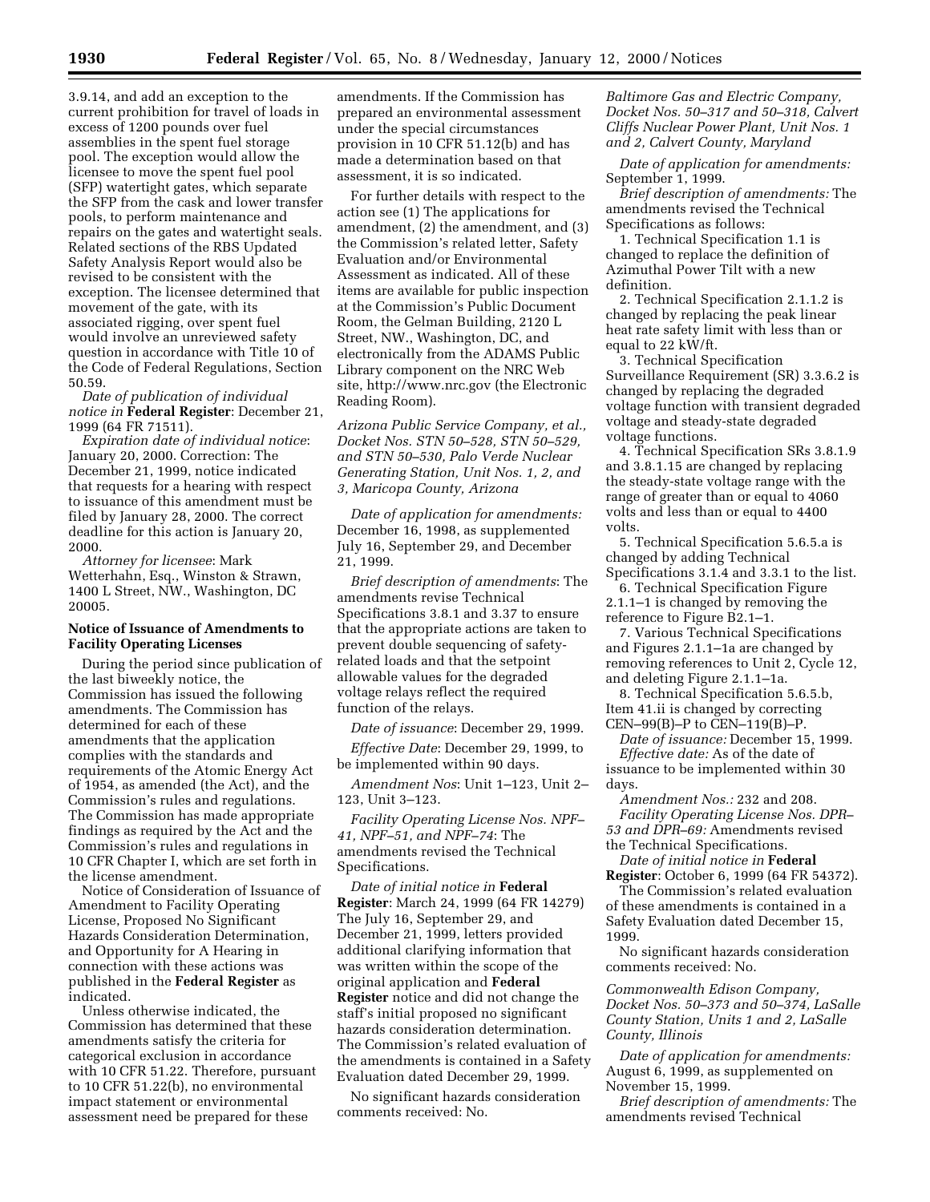3.9.14, and add an exception to the current prohibition for travel of loads in excess of 1200 pounds over fuel assemblies in the spent fuel storage pool. The exception would allow the licensee to move the spent fuel pool (SFP) watertight gates, which separate the SFP from the cask and lower transfer pools, to perform maintenance and repairs on the gates and watertight seals. Related sections of the RBS Updated Safety Analysis Report would also be revised to be consistent with the exception. The licensee determined that movement of the gate, with its associated rigging, over spent fuel would involve an unreviewed safety question in accordance with Title 10 of the Code of Federal Regulations, Section 50.59.

*Date of publication of individual notice in* **Federal Register**: December 21, 1999 (64 FR 71511).

*Expiration date of individual notice*: January 20, 2000. Correction: The December 21, 1999, notice indicated that requests for a hearing with respect to issuance of this amendment must be filed by January 28, 2000. The correct deadline for this action is January 20, 2000.

*Attorney for licensee*: Mark Wetterhahn, Esq., Winston & Strawn, 1400 L Street, NW., Washington, DC 20005.

**Notice of Issuance of Amendments to Facility Operating Licenses**

During the period since publication of the last biweekly notice, the Commission has issued the following amendments. The Commission has determined for each of these amendments that the application complies with the standards and requirements of the Atomic Energy Act of 1954, as amended (the Act), and the Commission's rules and regulations. The Commission has made appropriate findings as required by the Act and the Commission's rules and regulations in 10 CFR Chapter I, which are set forth in the license amendment.

Notice of Consideration of Issuance of Amendment to Facility Operating License, Proposed No Significant Hazards Consideration Determination, and Opportunity for A Hearing in connection with these actions was published in the **Federal Register** as indicated.

Unless otherwise indicated, the Commission has determined that these amendments satisfy the criteria for categorical exclusion in accordance with 10 CFR 51.22. Therefore, pursuant to 10 CFR 51.22(b), no environmental impact statement or environmental assessment need be prepared for these amendments. If the Commission has prepared an environmental assessment under the special circumstances provision in 10 CFR 51.12(b) and has made a determination based on that assessment, it is so indicated.

For further details with respect to the action see (1) The applications for amendment, (2) the amendment, and (3) the Commission's related letter, Safety Evaluation and/or Environmental Assessment as indicated. All of these items are available for public inspection at the Commission's Public Document Room, the Gelman Building, 2120 L Street, NW., Washington, DC, and electronically from the ADAMS Public Library component on the NRC Web site, http://www.nrc.gov (the Electronic Reading Room).

*Arizona Public Service Company, et al., Docket Nos. STN 50–528, STN 50–529, and STN 50–530, Palo Verde Nuclear Generating Station, Unit Nos. 1, 2, and 3, Maricopa County, Arizona*

*Date of application for amendments:* December 16, 1998, as supplemented July 16, September 29, and December 21, 1999.

*Brief description of amendments*: The amendments revise Technical Specifications 3.8.1 and 3.37 to ensure that the appropriate actions are taken to prevent double sequencing of safety-related loads and that the setpoint allowable values for the degraded voltage relays reflect the required function of the relays.

*Date of issuance*: December 29, 1999.

*Effective Date*: December 29, 1999, to be implemented within 90 days.

*Amendment Nos*: Unit 1–123, Unit 2–123, Unit 3–123.

*Facility Operating License Nos. NPF–41, NPF–51, and NPF–74*: The amendments revised the Technical Specifications.

*Date of initial notice in* **Federal Register**: March 24, 1999 (64 FR 14279) The July 16, September 29, and December 21, 1999, letters provided additional clarifying information that was written within the scope of the original application and **Federal Register** notice and did not change the staff's initial proposed no significant hazards consideration determination. The Commission's related evaluation of the amendments is contained in a Safety Evaluation dated December 29, 1999.

No significant hazards consideration comments received: No.

*Baltimore Gas and Electric Company, Docket Nos. 50–317 and 50–318, Calvert Cliffs Nuclear Power Plant, Unit Nos. 1 and 2, Calvert County, Maryland*

*Date of application for amendments:* September 1, 1999.

*Brief description of amendments:* The amendments revised the Technical Specifications as follows:

1. Technical Specification 1.1 is changed to replace the definition of Azimuthal Power Tilt with a new definition.

2. Technical Specification 2.1.1.2 is changed by replacing the peak linear heat rate safety limit with less than or equal to 22 kW/ft.

3. Technical Specification Surveillance Requirement (SR) 3.3.6.2 is changed by replacing the degraded voltage function with transient degraded voltage and steady-state degraded voltage functions.

4. Technical Specification SRs 3.8.1.9 and 3.8.1.15 are changed by replacing the steady-state voltage range with the range of greater than or equal to 4060 volts and less than or equal to 4400 volts.

5. Technical Specification 5.6.5.a is changed by adding Technical Specifications 3.1.4 and 3.3.1 to the list.

6. Technical Specification Figure 2.1.1–1 is changed by removing the reference to Figure B2.1–1.

7. Various Technical Specifications and Figures 2.1.1–1a are changed by removing references to Unit 2, Cycle 12, and deleting Figure 2.1.1–1a.

8. Technical Specification 5.6.5.b, Item 41.ii is changed by correcting CEN–99(B)–P to CEN–119(B)–P.

*Date of issuance:* December 15, 1999.

*Effective date:* As of the date of issuance to be implemented within 30 days.

*Amendment Nos.:* 232 and 208.

*Facility Operating License Nos. DPR–53 and DPR–69:* Amendments revised the Technical Specifications.

*Date of initial notice in* **Federal Register**: October 6, 1999 (64 FR 54372).

The Commission's related evaluation of these amendments is contained in a Safety Evaluation dated December 15, 1999.

No significant hazards consideration comments received: No.

*Commonwealth Edison Company, Docket Nos. 50–373 and 50–374, LaSalle County Station, Units 1 and 2, LaSalle County, Illinois*

*Date of application for amendments:* August 6, 1999, as supplemented on November 15, 1999.

*Brief description of amendments:* The amendments revised Technical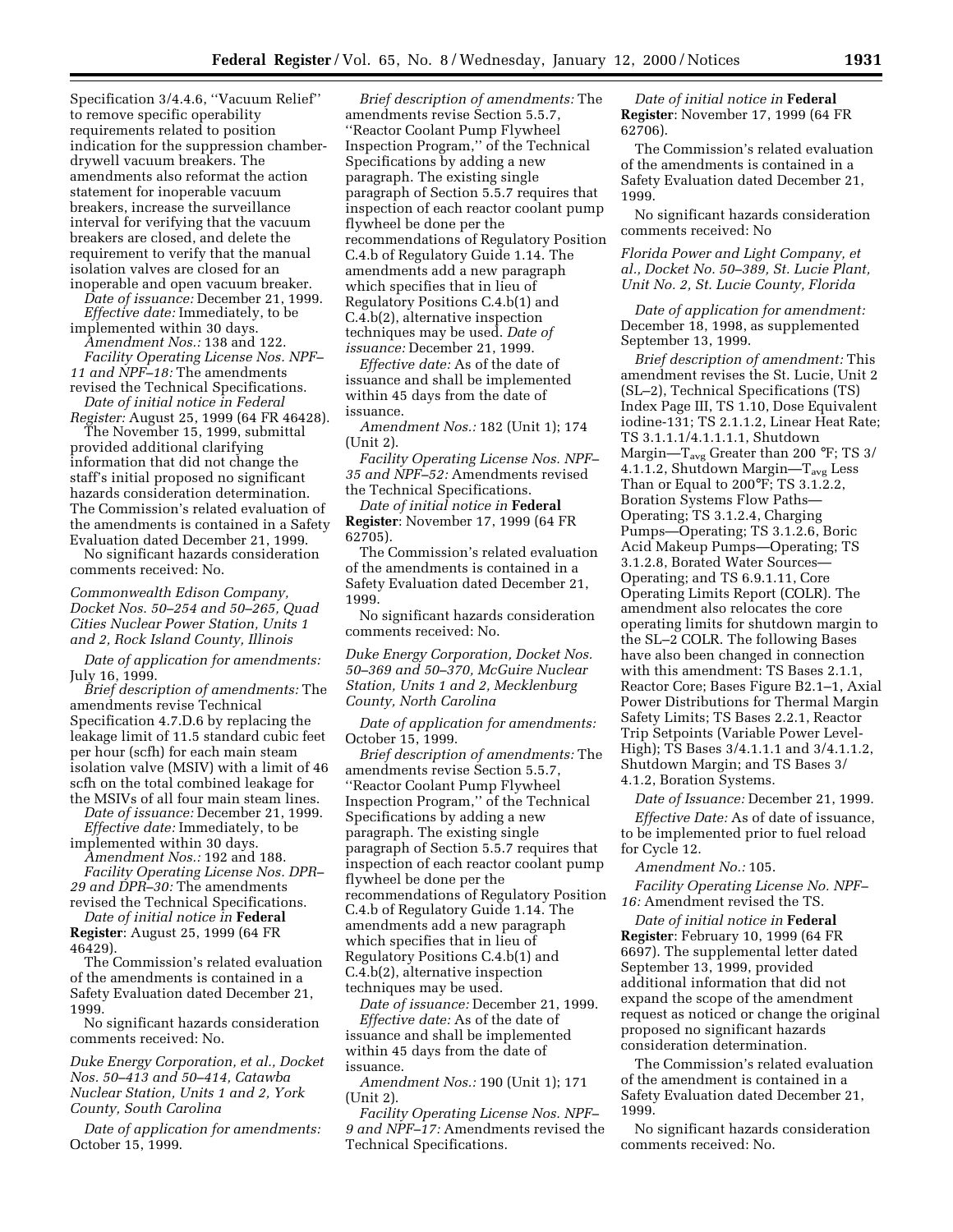Specification 3/4.4.6, ''Vacuum Relief'' to remove specific operability requirements related to position indication for the suppression chamber-drywell vacuum breakers. The amendments also reformat the action statement for inoperable vacuum breakers, increase the surveillance interval for verifying that the vacuum breakers are closed, and delete the requirement to verify that the manual isolation valves are closed for an inoperable and open vacuum breaker.

*Date of issuance:* December 21, 1999.

*Effective date:* Immediately, to be implemented within 30 days.

*Amendment Nos.:* 138 and 122.

*Facility Operating License Nos. NPF–11 and NPF–18:* The amendments revised the Technical Specifications.

*Date of initial notice in Federal Register:* August 25, 1999 (64 FR 46428).

The November 15, 1999, submittal provided additional clarifying information that did not change the staff's initial proposed no significant hazards consideration determination. The Commission's related evaluation of the amendments is contained in a Safety Evaluation dated December 21, 1999.

No significant hazards consideration comments received: No.

*Commonwealth Edison Company, Docket Nos. 50–254 and 50–265, Quad Cities Nuclear Power Station, Units 1 and 2, Rock Island County, Illinois*

*Date of application for amendments:* July 16, 1999.

*Brief description of amendments:* The amendments revise Technical Specification 4.7.D.6 by replacing the leakage limit of 11.5 standard cubic feet per hour (scfh) for each main steam isolation valve (MSIV) with a limit of 46 scfh on the total combined leakage for the MSIVs of all four main steam lines.

*Date of issuance:* December 21, 1999.

*Effective date:* Immediately, to be implemented within 30 days.

*Amendment Nos.:* 192 and 188.

*Facility Operating License Nos. DPR–29 and DPR–30:* The amendments revised the Technical Specifications.

*Date of initial notice in* **Federal Register**: August 25, 1999 (64 FR 46429).

The Commission's related evaluation of the amendments is contained in a Safety Evaluation dated December 21, 1999.

No significant hazards consideration comments received: No.

*Duke Energy Corporation, et al., Docket Nos. 50–413 and 50–414, Catawba Nuclear Station, Units 1 and 2, York County, South Carolina*

*Date of application for amendments:* October 15, 1999.

*Brief description of amendments:* The amendments revise Section 5.5.7, ''Reactor Coolant Pump Flywheel Inspection Program,'' of the Technical Specifications by adding a new paragraph. The existing single paragraph of Section 5.5.7 requires that inspection of each reactor coolant pump flywheel be done per the recommendations of Regulatory Position C.4.b of Regulatory Guide 1.14. The amendments add a new paragraph which specifies that in lieu of Regulatory Positions C.4.b(1) and C.4.b(2), alternative inspection techniques may be used. *Date of issuance:* December 21, 1999.

*Effective date:* As of the date of issuance and shall be implemented within 45 days from the date of issuance.

*Amendment Nos.:* 182 (Unit 1); 174 (Unit 2).

*Facility Operating License Nos. NPF–35 and NPF–52:* Amendments revised the Technical Specifications.

*Date of initial notice in* **Federal Register**: November 17, 1999 (64 FR 62705).

The Commission's related evaluation of the amendments is contained in a Safety Evaluation dated December 21, 1999.

No significant hazards consideration comments received: No.

*Duke Energy Corporation, Docket Nos. 50–369 and 50–370, McGuire Nuclear Station, Units 1 and 2, Mecklenburg County, North Carolina*

*Date of application for amendments:* October 15, 1999.

*Brief description of amendments:* The amendments revise Section 5.5.7, ''Reactor Coolant Pump Flywheel Inspection Program,'' of the Technical Specifications by adding a new paragraph. The existing single paragraph of Section 5.5.7 requires that inspection of each reactor coolant pump flywheel be done per the recommendations of Regulatory Position C.4.b of Regulatory Guide 1.14. The amendments add a new paragraph which specifies that in lieu of Regulatory Positions C.4.b(1) and C.4.b(2), alternative inspection techniques may be used.

*Date of issuance:* December 21, 1999.

*Effective date:* As of the date of issuance and shall be implemented within 45 days from the date of issuance.

*Amendment Nos.:* 190 (Unit 1); 171 (Unit 2).

*Facility Operating License Nos. NPF–9 and NPF–17:* Amendments revised the Technical Specifications.

*Date of initial notice in* **Federal Register**: November 17, 1999 (64 FR 62706).

The Commission's related evaluation of the amendments is contained in a Safety Evaluation dated December 21, 1999.

No significant hazards consideration comments received: No

*Florida Power and Light Company, et al., Docket No. 50–389, St. Lucie Plant, Unit No. 2, St. Lucie County, Florida*

*Date of application for amendment:* December 18, 1998, as supplemented September 13, 1999.

*Brief description of amendment:* This amendment revises the St. Lucie, Unit 2 (SL–2), Technical Specifications (TS) Index Page III, TS 1.10, Dose Equivalent iodine-131; TS 2.1.1.2, Linear Heat Rate; TS 3.1.1.1/4.1.1.1.1, Shutdown Margin—$T_{avg}$ Greater than 200 °F; TS 3/4.1.1.2, Shutdown Margin—$T_{avg}$ Less Than or Equal to 200°F; TS 3.1.2.2, Boration Systems Flow Paths—Operating; TS 3.1.2.4, Charging Pumps—Operating; TS 3.1.2.6, Boric Acid Makeup Pumps—Operating; TS 3.1.2.8, Borated Water Sources—Operating; and TS 6.9.1.11, Core Operating Limits Report (COLR). The amendment also relocates the core operating limits for shutdown margin to the SL–2 COLR. The following Bases have also been changed in connection with this amendment: TS Bases 2.1.1, Reactor Core; Bases Figure B2.1–1, Axial Power Distributions for Thermal Margin Safety Limits; TS Bases 2.2.1, Reactor Trip Setpoints (Variable Power Level-High); TS Bases 3/4.1.1.1 and 3/4.1.1.2, Shutdown Margin; and TS Bases 3/4.1.2, Boration Systems.

*Date of Issuance:* December 21, 1999.

*Effective Date:* As of date of issuance, to be implemented prior to fuel reload for Cycle 12.

*Amendment No.:* 105.

*Facility Operating License No. NPF–16:* Amendment revised the TS.

*Date of initial notice in* **Federal Register**: February 10, 1999 (64 FR 6697). The supplemental letter dated September 13, 1999, provided additional information that did not expand the scope of the amendment request as noticed or change the original proposed no significant hazards consideration determination.

The Commission's related evaluation of the amendment is contained in a Safety Evaluation dated December 21, 1999.

No significant hazards consideration comments received: No.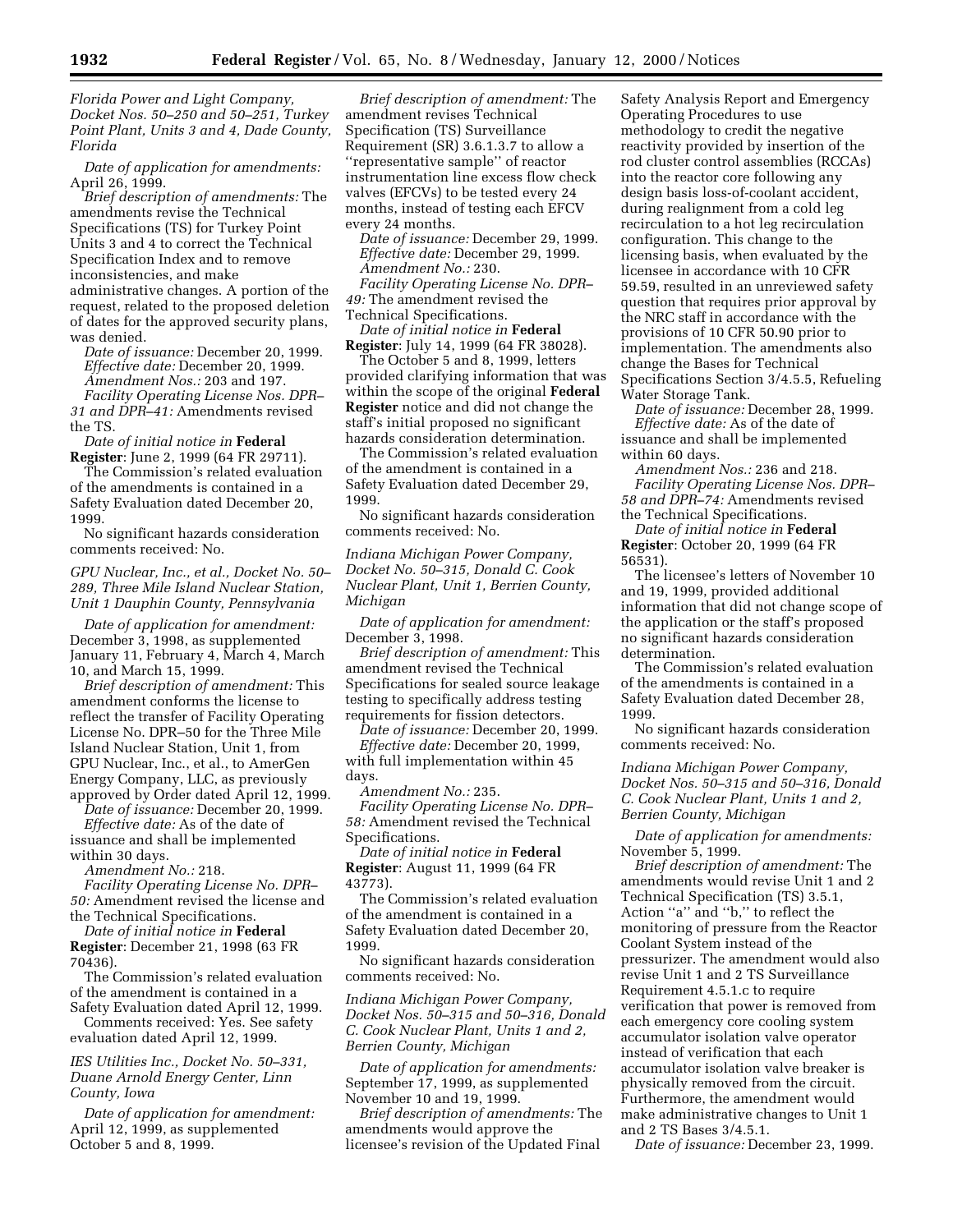*Florida Power and Light Company, Docket Nos. 50–250 and 50–251, Turkey Point Plant, Units 3 and 4, Dade County, Florida*

*Date of application for amendments:* April 26, 1999.

*Brief description of amendments:* The amendments revise the Technical Specifications (TS) for Turkey Point Units 3 and 4 to correct the Technical Specification Index and to remove inconsistencies, and make administrative changes. A portion of the request, related to the proposed deletion of dates for the approved security plans, was denied.

*Date of issuance:* December 20, 1999.

*Effective date:* December 20, 1999.

*Amendment Nos.:* 203 and 197.

*Facility Operating License Nos. DPR–31 and DPR–41:* Amendments revised the TS.

*Date of initial notice in* **Federal Register**: June 2, 1999 (64 FR 29711).

The Commission's related evaluation of the amendments is contained in a Safety Evaluation dated December 20, 1999.

No significant hazards consideration comments received: No.

*GPU Nuclear, Inc., et al., Docket No. 50–289, Three Mile Island Nuclear Station, Unit 1 Dauphin County, Pennsylvania*

*Date of application for amendment:* December 3, 1998, as supplemented January 11, February 4, March 4, March 10, and March 15, 1999.

*Brief description of amendment:* This amendment conforms the license to reflect the transfer of Facility Operating License No. DPR–50 for the Three Mile Island Nuclear Station, Unit 1, from GPU Nuclear, Inc., et al., to AmerGen Energy Company, LLC, as previously approved by Order dated April 12, 1999.

*Date of issuance:* December 20, 1999.

*Effective date:* As of the date of issuance and shall be implemented within 30 days.

*Amendment No.:* 218.

*Facility Operating License No. DPR–50:* Amendment revised the license and the Technical Specifications.

*Date of initial notice in* **Federal Register**: December 21, 1998 (63 FR 70436).

The Commission's related evaluation of the amendment is contained in a Safety Evaluation dated April 12, 1999.

Comments received: Yes. See safety evaluation dated April 12, 1999.

*IES Utilities Inc., Docket No. 50–331, Duane Arnold Energy Center, Linn County, Iowa*

*Date of application for amendment:* April 12, 1999, as supplemented October 5 and 8, 1999.

*Brief description of amendment:* The amendment revises Technical Specification (TS) Surveillance Requirement (SR) 3.6.1.3.7 to allow a "representative sample" of reactor instrumentation line excess flow check valves (EFCVs) to be tested every 24 months, instead of testing each EFCV every 24 months.

*Date of issuance:* December 29, 1999.

*Effective date:* December 29, 1999.

*Amendment No.:* 230.

*Facility Operating License No. DPR–49:* The amendment revised the Technical Specifications.

*Date of initial notice in* **Federal Register**: July 14, 1999 (64 FR 38028).

The October 5 and 8, 1999, letters provided clarifying information that was within the scope of the original **Federal Register** notice and did not change the staff's initial proposed no significant hazards consideration determination.

The Commission's related evaluation of the amendment is contained in a Safety Evaluation dated December 29, 1999.

No significant hazards consideration comments received: No.

*Indiana Michigan Power Company, Docket No. 50–315, Donald C. Cook Nuclear Plant, Unit 1, Berrien County, Michigan*

*Date of application for amendment:* December 3, 1998.

*Brief description of amendment:* This amendment revised the Technical Specifications for sealed source leakage testing to specifically address testing requirements for fission detectors.

*Date of issuance:* December 20, 1999.

*Effective date:* December 20, 1999, with full implementation within 45 days.

*Amendment No.:* 235.

*Facility Operating License No. DPR–58:* Amendment revised the Technical Specifications.

*Date of initial notice in* **Federal Register**: August 11, 1999 (64 FR 43773).

The Commission's related evaluation of the amendment is contained in a Safety Evaluation dated December 20, 1999.

No significant hazards consideration comments received: No.

*Indiana Michigan Power Company, Docket Nos. 50–315 and 50–316, Donald C. Cook Nuclear Plant, Units 1 and 2, Berrien County, Michigan*

*Date of application for amendments:* September 17, 1999, as supplemented November 10 and 19, 1999.

*Brief description of amendments:* The amendments would approve the licensee's revision of the Updated Final Safety Analysis Report and Emergency Operating Procedures to use methodology to credit the negative reactivity provided by insertion of the rod cluster control assemblies (RCCAs) into the reactor core following any design basis loss-of-coolant accident, during realignment from a cold leg recirculation to a hot leg recirculation configuration. This change to the licensing basis, when evaluated by the licensee in accordance with 10 CFR 59.59, resulted in an unreviewed safety question that requires prior approval by the NRC staff in accordance with the provisions of 10 CFR 50.90 prior to implementation. The amendments also change the Bases for Technical Specifications Section 3/4.5.5, Refueling Water Storage Tank.

*Date of issuance:* December 28, 1999.

*Effective date:* As of the date of issuance and shall be implemented within 60 days.

*Amendment Nos.:* 236 and 218.

*Facility Operating License Nos. DPR–58 and DPR–74:* Amendments revised the Technical Specifications.

*Date of initial notice in* **Federal Register**: October 20, 1999 (64 FR 56531).

The licensee's letters of November 10 and 19, 1999, provided additional information that did not change scope of the application or the staff's proposed no significant hazards consideration determination.

The Commission's related evaluation of the amendments is contained in a Safety Evaluation dated December 28, 1999.

No significant hazards consideration comments received: No.

*Indiana Michigan Power Company, Docket Nos. 50–315 and 50–316, Donald C. Cook Nuclear Plant, Units 1 and 2, Berrien County, Michigan*

*Date of application for amendments:* November 5, 1999.

*Brief description of amendment:* The amendments would revise Unit 1 and 2 Technical Specification (TS) 3.5.1, Action "a" and "b," to reflect the monitoring of pressure from the Reactor Coolant System instead of the pressurizer. The amendment would also revise Unit 1 and 2 TS Surveillance Requirement 4.5.1.c to require verification that power is removed from each emergency core cooling system accumulator isolation valve operator instead of verification that each accumulator isolation valve breaker is physically removed from the circuit. Furthermore, the amendment would make administrative changes to Unit 1 and 2 TS Bases 3/4.5.1.

*Date of issuance:* December 23, 1999.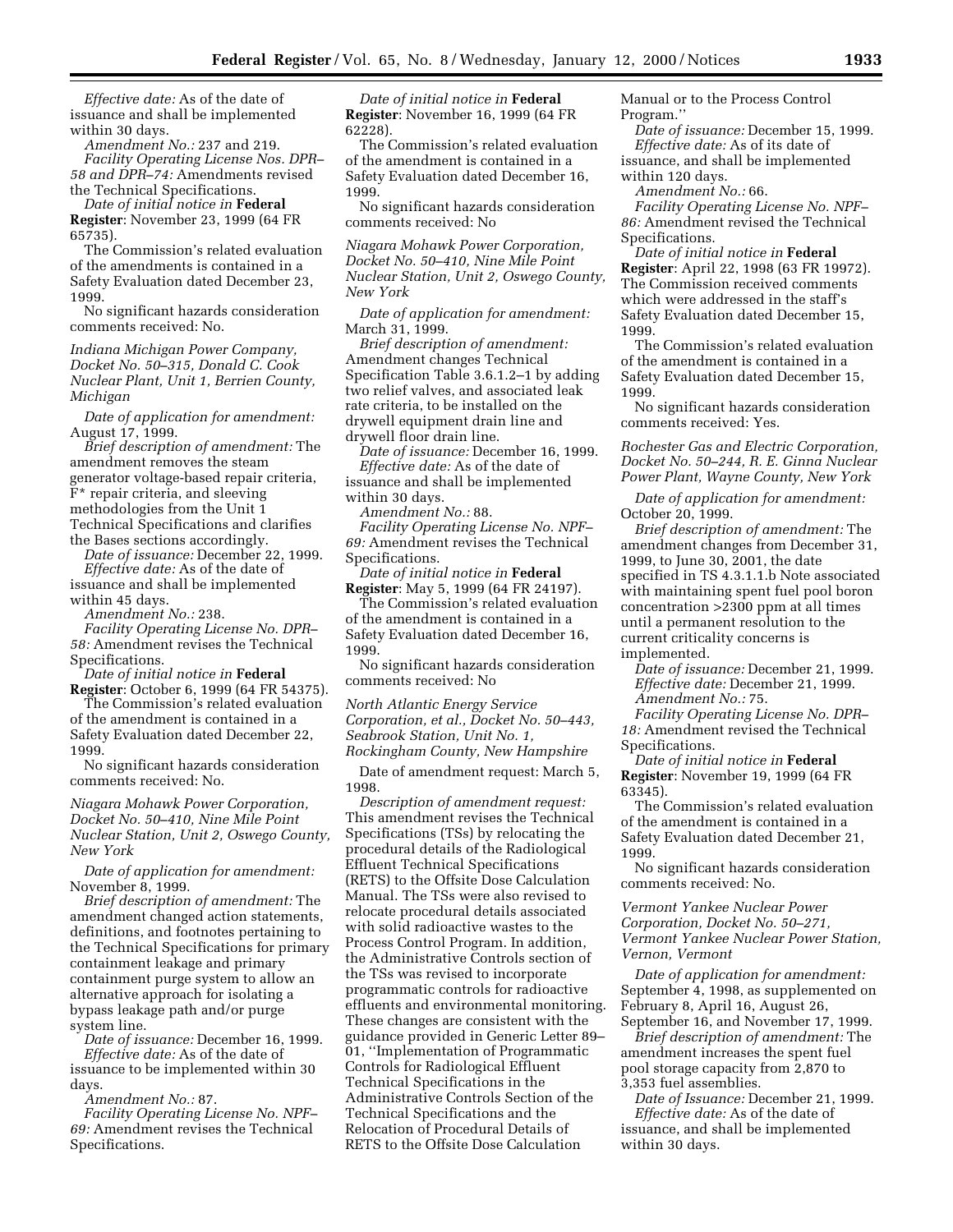*Effective date:* As of the date of issuance and shall be implemented within 30 days.

*Amendment No.:* 237 and 219.

*Facility Operating License Nos. DPR–58 and DPR–74:* Amendments revised the Technical Specifications.

*Date of initial notice in* **Federal Register**: November 23, 1999 (64 FR 65735).

The Commission's related evaluation of the amendments is contained in a Safety Evaluation dated December 23, 1999.

No significant hazards consideration comments received: No.

*Indiana Michigan Power Company, Docket No. 50–315, Donald C. Cook Nuclear Plant, Unit 1, Berrien County, Michigan*

*Date of application for amendment:* August 17, 1999.

*Brief description of amendment:* The amendment removes the steam generator voltage-based repair criteria, F* repair criteria, and sleeving methodologies from the Unit 1 Technical Specifications and clarifies the Bases sections accordingly.

*Date of issuance:* December 22, 1999.

*Effective date:* As of the date of issuance and shall be implemented within 45 days.

*Amendment No.:* 238.

*Facility Operating License No. DPR–58:* Amendment revises the Technical Specifications.

*Date of initial notice in* **Federal Register**: October 6, 1999 (64 FR 54375).

The Commission's related evaluation of the amendment is contained in a Safety Evaluation dated December 22, 1999.

No significant hazards consideration comments received: No.

*Niagara Mohawk Power Corporation, Docket No. 50–410, Nine Mile Point Nuclear Station, Unit 2, Oswego County, New York*

*Date of application for amendment:* November 8, 1999.

*Brief description of amendment:* The amendment changed action statements, definitions, and footnotes pertaining to the Technical Specifications for primary containment leakage and primary containment purge system to allow an alternative approach for isolating a bypass leakage path and/or purge system line.

*Date of issuance:* December 16, 1999.

*Effective date:* As of the date of issuance to be implemented within 30 days.

*Amendment No.:* 87.

*Facility Operating License No. NPF–69:* Amendment revises the Technical Specifications.

*Date of initial notice in* **Federal Register**: November 16, 1999 (64 FR 62228).

The Commission's related evaluation of the amendment is contained in a Safety Evaluation dated December 16, 1999.

No significant hazards consideration comments received: No

*Niagara Mohawk Power Corporation, Docket No. 50–410, Nine Mile Point Nuclear Station, Unit 2, Oswego County, New York*

*Date of application for amendment:* March 31, 1999.

*Brief description of amendment:* Amendment changes Technical Specification Table 3.6.1.2–1 by adding two relief valves, and associated leak rate criteria, to be installed on the drywell equipment drain line and drywell floor drain line.

*Date of issuance:* December 16, 1999.

*Effective date:* As of the date of issuance and shall be implemented within 30 days.

*Amendment No.:* 88.

*Facility Operating License No. NPF–69:* Amendment revises the Technical Specifications.

*Date of initial notice in* **Federal Register**: May 5, 1999 (64 FR 24197).

The Commission's related evaluation of the amendment is contained in a Safety Evaluation dated December 16, 1999.

No significant hazards consideration comments received: No

*North Atlantic Energy Service Corporation, et al., Docket No. 50–443, Seabrook Station, Unit No. 1, Rockingham County, New Hampshire*

Date of amendment request: March 5, 1998.

*Description of amendment request:* This amendment revises the Technical Specifications (TSs) by relocating the procedural details of the Radiological Effluent Technical Specifications (RETS) to the Offsite Dose Calculation Manual. The TSs were also revised to relocate procedural details associated with solid radioactive wastes to the Process Control Program. In addition, the Administrative Controls section of the TSs was revised to incorporate programmatic controls for radioactive effluents and environmental monitoring. These changes are consistent with the guidance provided in Generic Letter 89–01, ''Implementation of Programmatic Controls for Radiological Effluent Technical Specifications in the Administrative Controls Section of the Technical Specifications and the Relocation of Procedural Details of RETS to the Offsite Dose Calculation Manual or to the Process Control Program.''

*Date of issuance:* December 15, 1999.

*Effective date:* As of its date of issuance, and shall be implemented within 120 days.

*Amendment No.:* 66.

*Facility Operating License No. NPF–86:* Amendment revised the Technical Specifications.

*Date of initial notice in* **Federal Register**: April 22, 1998 (63 FR 19972). The Commission received comments which were addressed in the staff's Safety Evaluation dated December 15, 1999.

The Commission's related evaluation of the amendment is contained in a Safety Evaluation dated December 15, 1999.

No significant hazards consideration comments received: Yes.

*Rochester Gas and Electric Corporation, Docket No. 50–244, R. E. Ginna Nuclear Power Plant, Wayne County, New York*

*Date of application for amendment:* October 20, 1999.

*Brief description of amendment:* The amendment changes from December 31, 1999, to June 30, 2001, the date specified in TS 4.3.1.1.b Note associated with maintaining spent fuel pool boron concentration >2300 ppm at all times until a permanent resolution to the current criticality concerns is implemented.

*Date of issuance:* December 21, 1999.

*Effective date:* December 21, 1999.

*Amendment No.:* 75.

*Facility Operating License No. DPR–18:* Amendment revised the Technical Specifications.

*Date of initial notice in* **Federal Register**: November 19, 1999 (64 FR 63345).

The Commission's related evaluation of the amendment is contained in a Safety Evaluation dated December 21, 1999.

No significant hazards consideration comments received: No.

*Vermont Yankee Nuclear Power Corporation, Docket No. 50–271, Vermont Yankee Nuclear Power Station, Vernon, Vermont*

*Date of application for amendment:* September 4, 1998, as supplemented on February 8, April 16, August 26, September 16, and November 17, 1999.

*Brief description of amendment:* The amendment increases the spent fuel pool storage capacity from 2,870 to 3,353 fuel assemblies.

*Date of Issuance:* December 21, 1999.

*Effective date:* As of the date of issuance, and shall be implemented within 30 days.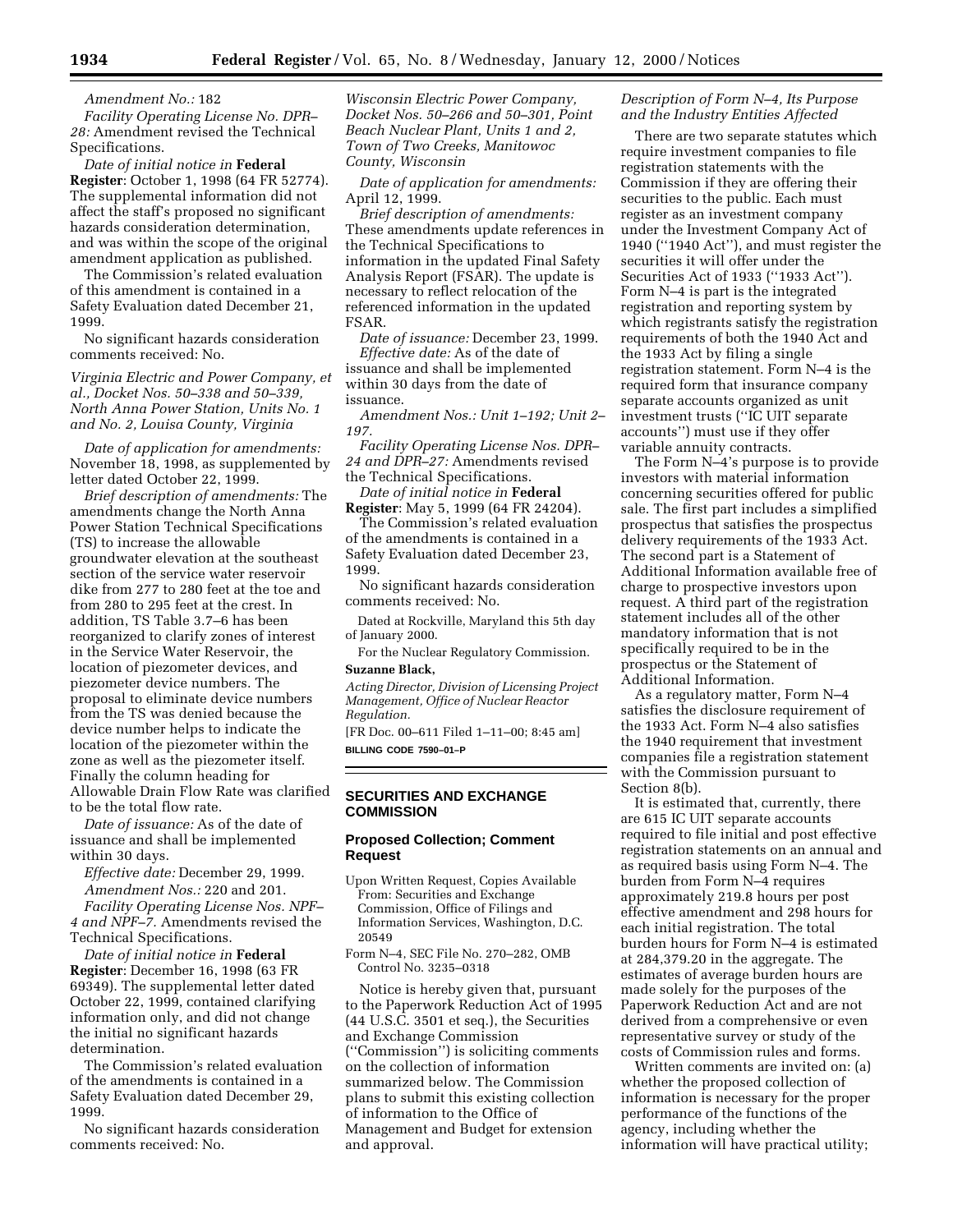*Amendment No.:* 182

*Facility Operating License No. DPR–28:* Amendment revised the Technical Specifications.

*Date of initial notice in* **Federal Register**: October 1, 1998 (64 FR 52774). The supplemental information did not affect the staff's proposed no significant hazards consideration determination, and was within the scope of the original amendment application as published.

The Commission's related evaluation of this amendment is contained in a Safety Evaluation dated December 21, 1999.

No significant hazards consideration comments received: No.

*Virginia Electric and Power Company, et al., Docket Nos. 50–338 and 50–339, North Anna Power Station, Units No. 1 and No. 2, Louisa County, Virginia*

*Date of application for amendments:* November 18, 1998, as supplemented by letter dated October 22, 1999.

*Brief description of amendments:* The amendments change the North Anna Power Station Technical Specifications (TS) to increase the allowable groundwater elevation at the southeast section of the service water reservoir dike from 277 to 280 feet at the toe and from 280 to 295 feet at the crest. In addition, TS Table 3.7–6 has been reorganized to clarify zones of interest in the Service Water Reservoir, the location of piezometer devices, and piezometer device numbers. The proposal to eliminate device numbers from the TS was denied because the device number helps to indicate the location of the piezometer within the zone as well as the piezometer itself. Finally the column heading for Allowable Drain Flow Rate was clarified to be the total flow rate.

*Date of issuance:* As of the date of issuance and shall be implemented within 30 days.

*Effective date:* December 29, 1999.

*Amendment Nos.:* 220 and 201.

*Facility Operating License Nos. NPF–4 and NPF–7.* Amendments revised the Technical Specifications.

*Date of initial notice in* **Federal Register**: December 16, 1998 (63 FR 69349). The supplemental letter dated October 22, 1999, contained clarifying information only, and did not change the initial no significant hazards determination.

The Commission's related evaluation of the amendments is contained in a Safety Evaluation dated December 29, 1999.

No significant hazards consideration comments received: No.

*Wisconsin Electric Power Company, Docket Nos. 50–266 and 50–301, Point Beach Nuclear Plant, Units 1 and 2, Town of Two Creeks, Manitowoc County, Wisconsin*

*Date of application for amendments:* April 12, 1999.

*Brief description of amendments:* These amendments update references in the Technical Specifications to information in the updated Final Safety Analysis Report (FSAR). The update is necessary to reflect relocation of the referenced information in the updated FSAR.

*Date of issuance:* December 23, 1999.

*Effective date:* As of the date of issuance and shall be implemented within 30 days from the date of issuance.

*Amendment Nos.: Unit 1–192; Unit 2–197.*

*Facility Operating License Nos. DPR–24 and DPR–27:* Amendments revised the Technical Specifications.

*Date of initial notice in* **Federal Register**: May 5, 1999 (64 FR 24204).

The Commission's related evaluation of the amendments is contained in a Safety Evaluation dated December 23, 1999.

No significant hazards consideration comments received: No.

Dated at Rockville, Maryland this 5th day of January 2000.

For the Nuclear Regulatory Commission.

**Suzanne Black,**

*Acting Director, Division of Licensing Project Management, Office of Nuclear Reactor Regulation.*

[FR Doc. 00–611 Filed 1–11–00; 8:45 am]

**BILLING CODE 7590–01–P**

## SECURITIES AND EXCHANGE COMMISSION

### Proposed Collection; Comment Request

Upon Written Request, Copies Available From: Securities and Exchange Commission, Office of Filings and Information Services, Washington, D.C. 20549

Form N–4, SEC File No. 270–282, OMB Control No. 3235–0318

Notice is hereby given that, pursuant to the Paperwork Reduction Act of 1995 (44 U.S.C. 3501 et seq.), the Securities and Exchange Commission (''Commission'') is soliciting comments on the collection of information summarized below. The Commission plans to submit this existing collection of information to the Office of Management and Budget for extension and approval.

*Description of Form N–4, Its Purpose and the Industry Entities Affected*

There are two separate statutes which require investment companies to file registration statements with the Commission if they are offering their securities to the public. Each must register as an investment company under the Investment Company Act of 1940 (''1940 Act''), and must register the securities it will offer under the Securities Act of 1933 (''1933 Act''). Form N–4 is part is the integrated registration and reporting system by which registrants satisfy the registration requirements of both the 1940 Act and the 1933 Act by filing a single registration statement. Form N–4 is the required form that insurance company separate accounts organized as unit investment trusts (''IC UIT separate accounts'') must use if they offer variable annuity contracts.

The Form N–4's purpose is to provide investors with material information concerning securities offered for public sale. The first part includes a simplified prospectus that satisfies the prospectus delivery requirements of the 1933 Act. The second part is a Statement of Additional Information available free of charge to prospective investors upon request. A third part of the registration statement includes all of the other mandatory information that is not specifically required to be in the prospectus or the Statement of Additional Information.

As a regulatory matter, Form N–4 satisfies the disclosure requirement of the 1933 Act. Form N–4 also satisfies the 1940 requirement that investment companies file a registration statement with the Commission pursuant to Section 8(b).

It is estimated that, currently, there are 615 IC UIT separate accounts required to file initial and post effective registration statements on an annual and as required basis using Form N–4. The burden from Form N–4 requires approximately 219.8 hours per post effective amendment and 298 hours for each initial registration. The total burden hours for Form N–4 is estimated at 284,379.20 in the aggregate. The estimates of average burden hours are made solely for the purposes of the Paperwork Reduction Act and are not derived from a comprehensive or even representative survey or study of the costs of Commission rules and forms.

Written comments are invited on: (a) whether the proposed collection of information is necessary for the proper performance of the functions of the agency, including whether the information will have practical utility;